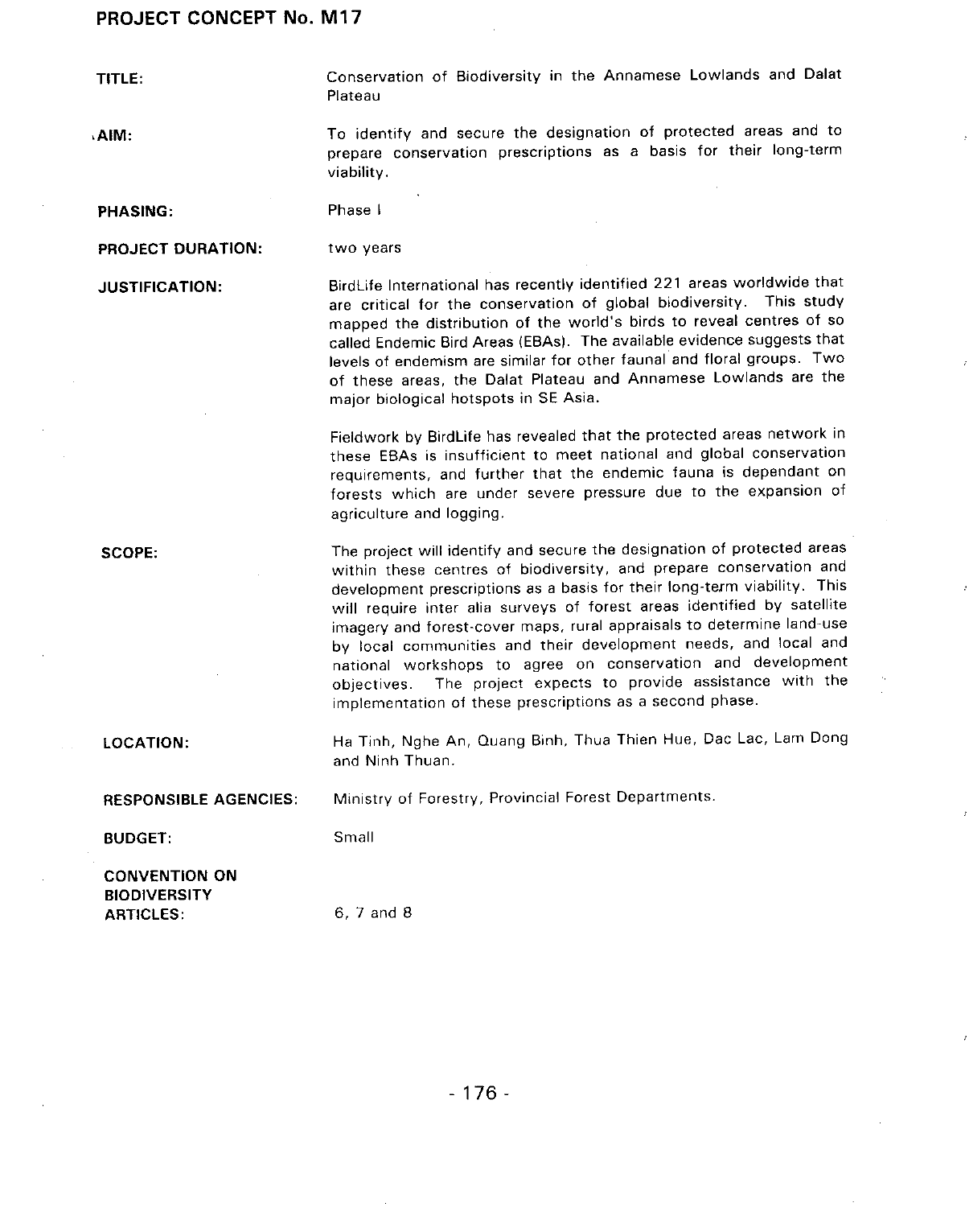## PROJECT CONCEPT No. M17

**TITLE:** Conservation of Biodiversity in the Annamese Lowlands and Dalat Plateau

**AIM:** To identify and secure the designation of protected areas and to prepare conservation prescriptions as a basis for their long-term viability.

**PHASING:** Phase I

**PROJECT DURATION:** two years

**JUSTIFICATION:** BirdLife International has recently identified 221 areas worldwide that are critical for the conservation of global biodiversity. This study mapped the distribution of the world's birds to reveal centres of so called Endemic Bird Areas (EBAs). The available evidence suggests that levels of endemism are similar for other faunal and floral groups. Two of these areas, the Dalat Plateau and Annamese Lowlands are the major biological hotspots in SE Asia.

Fieldwork by BirdLife has revealed that the protected areas network in these EBAs is insufficient to meet national and global conservation requirements, and further that the endemic fauna is dependant on forests which are under severe pressure due to the expansion of agriculture and logging.

**SCOPE:** The project will identify and secure the designation of protected areas within these centres of biodiversity, and prepare conservation and development prescriptions as a basis for their long-term viability. This will require inter alia surveys of forest areas identified by satellite imagery and forest-cover maps, rural appraisals to determine land-use by local communities and their development needs, and local and national workshops to agree on conservation and development objectives. The project expects to provide assistance with the implementation of these prescriptions as a second phase.

**LOCATION:** Ha Tinh, Nghe An, Quang Binh, Thua Thien Hue, Dac Lac, Lam Dong and Ninh Thuan.

**RESPONSIBLE AGENCIES:** Ministry of Forestry, Provincial Forest Departments.

**BUDGET:** Small

**CONVENTION ON BIODIVERSITY ARTICLES:** 6, 7 and 8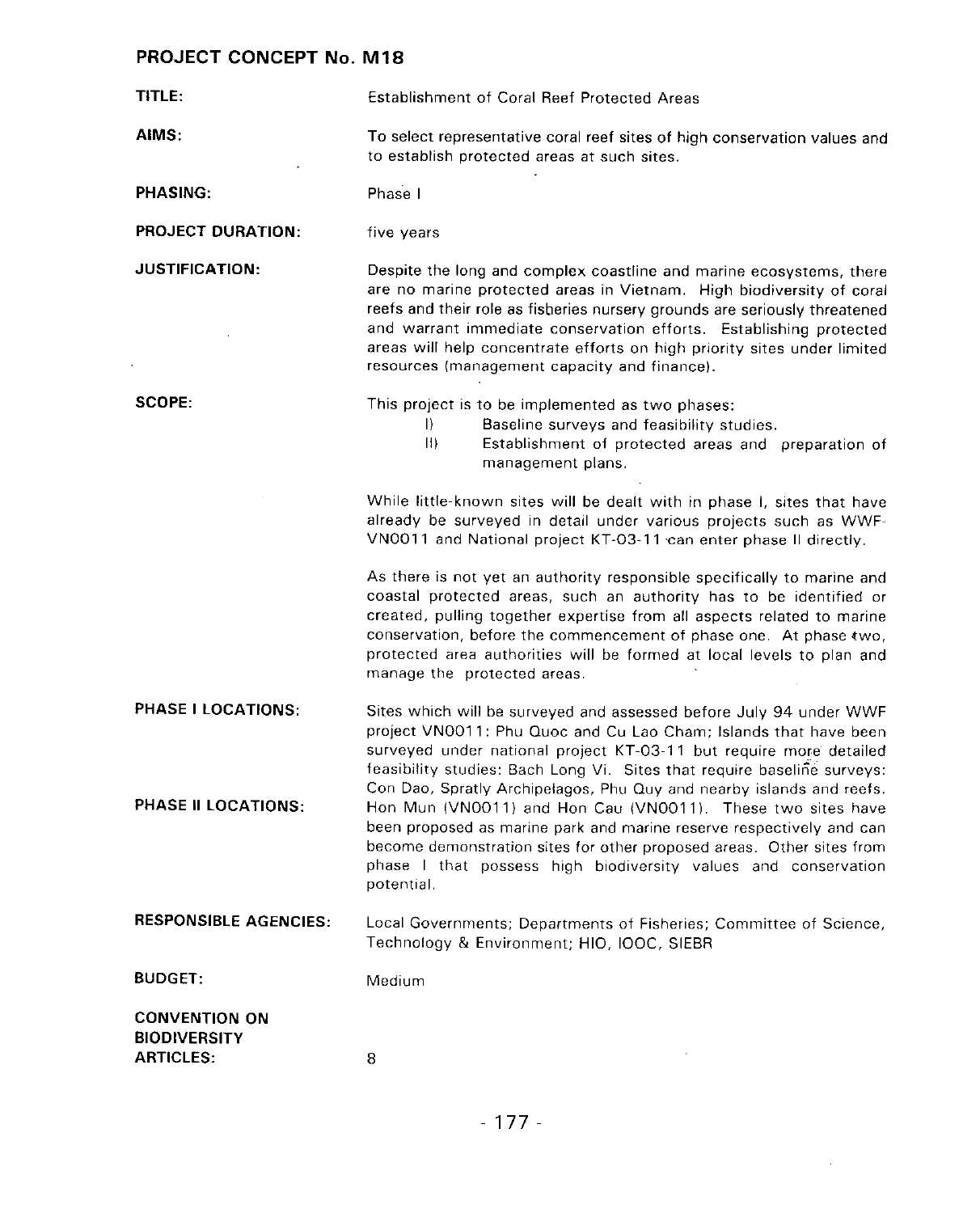## PROJECT CONCEPT No. M18

**TITLE:** Establishment of Coral Reef Protected Areas

**AIMS:** To select representative coral reef sites of high conservation values and to establish protected areas at such sites.

**PHASING:** Phase I

**PROJECT DURATION:** five years

**JUSTIFICATION:** Despite the long and complex coastline and marine ecosystems, there are no marine protected areas in Vietnam. High biodiversity of coral reefs and their role as fisheries nursery grounds are seriously threatened and warrant immediate conservation efforts. Establishing protected areas will help concentrate efforts on high priority sites under limited resources (management capacity and finance).

**SCOPE:** This project is to be implemented as two phases:

- I) Baseline surveys and feasibility studies.
- II) Establishment of protected areas and preparation of management plans.

While little-known sites will be dealt with in phase I, sites that have already be surveyed in detail under various projects such as WWF-VN0011 and National project KT-03-11 can enter phase II directly.

As there is not yet an authority responsible specifically to marine and coastal protected areas, such an authority has to be identified or created, pulling together expertise from all aspects related to marine conservation, before the commencement of phase one. At phase two, protected area authorities will be formed at local levels to plan and manage the protected areas.

**PHASE I LOCATIONS:** Sites which will be surveyed and assessed before July 94 under WWF project VN0011: Phu Quoc and Cu Lao Cham; Islands that have been surveyed under national project KT-03-11 but require more detailed feasibility studies: Bach Long Vi. Sites that require baseline surveys: Con Dao, Spratly Archipelagos, Phu Quy and nearby islands and reefs.

**PHASE II LOCATIONS:** Hon Mun (VN0011) and Hon Cau (VN0011). These two sites have been proposed as marine park and marine reserve respectively and can become demonstration sites for other proposed areas. Other sites from phase I that possess high biodiversity values and conservation potential.

**RESPONSIBLE AGENCIES:** Local Governments; Departments of Fisheries; Committee of Science, Technology & Environment; HIO, IOOC, SIEBR

**BUDGET:** Medium

**CONVENTION ON BIODIVERSITY ARTICLES:** 8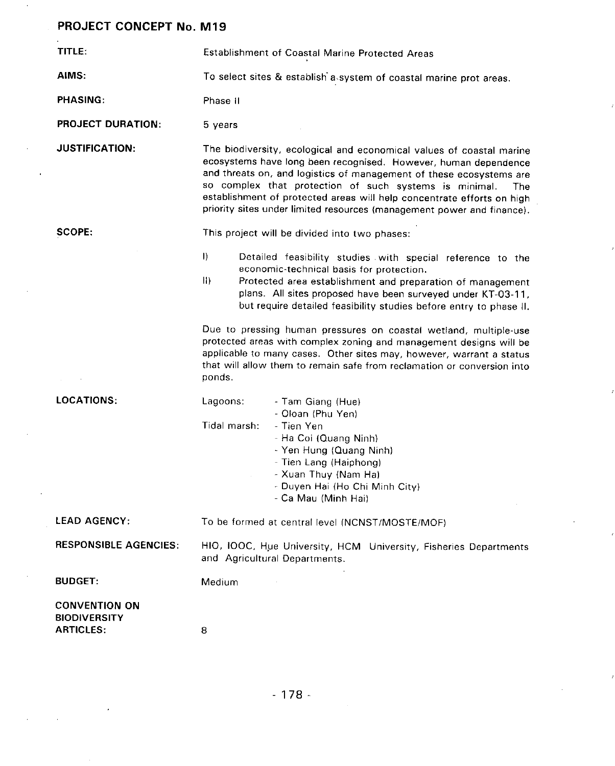## PROJECT CONCEPT No. M19

**TITLE:** Establishment of Coastal Marine Protected Areas

**AIMS:** To select sites & establish a system of coastal marine prot areas.

**PHASING:** Phase II

**PROJECT DURATION:** 5 years

**JUSTIFICATION:** The biodiversity, ecological and economical values of coastal marine ecosystems have long been recognised. However, human dependence and threats on, and logistics of management of these ecosystems are so complex that protection of such systems is minimal. The establishment of protected areas will help concentrate efforts on high priority sites under limited resources (management power and finance).

**SCOPE:** This project will be divided into two phases:

I) Detailed feasibility studies with special reference to the economic-technical basis for protection.

II) Protected area establishment and preparation of management plans. All sites proposed have been surveyed under KT-03-11, but require detailed feasibility studies before entry to phase II.

Due to pressing human pressures on coastal wetland, multiple-use protected areas with complex zoning and management designs will be applicable to many cases. Other sites may, however, warrant a status that will allow them to remain safe from reclamation or conversion into ponds.

**LOCATIONS:**

Lagoons:
- Tam Giang (Hue)
- Oloan (Phu Yen)

Tidal marsh:
- Tien Yen
- Ha Coi (Quang Ninh)
- Yen Hung (Quang Ninh)
- Tien Lang (Haiphong)
- Xuan Thuy (Nam Ha)
- Duyen Hai (Ho Chi Minh City)
- Ca Mau (Minh Hai)

**LEAD AGENCY:** To be formed at central level (NCNST/MOSTE/MOF)

**RESPONSIBLE AGENCIES:** HIO, IOOC, Hue University, HCM University, Fisheries Departments and Agricultural Departments.

**BUDGET:** Medium

**CONVENTION ON BIODIVERSITY ARTICLES:** 8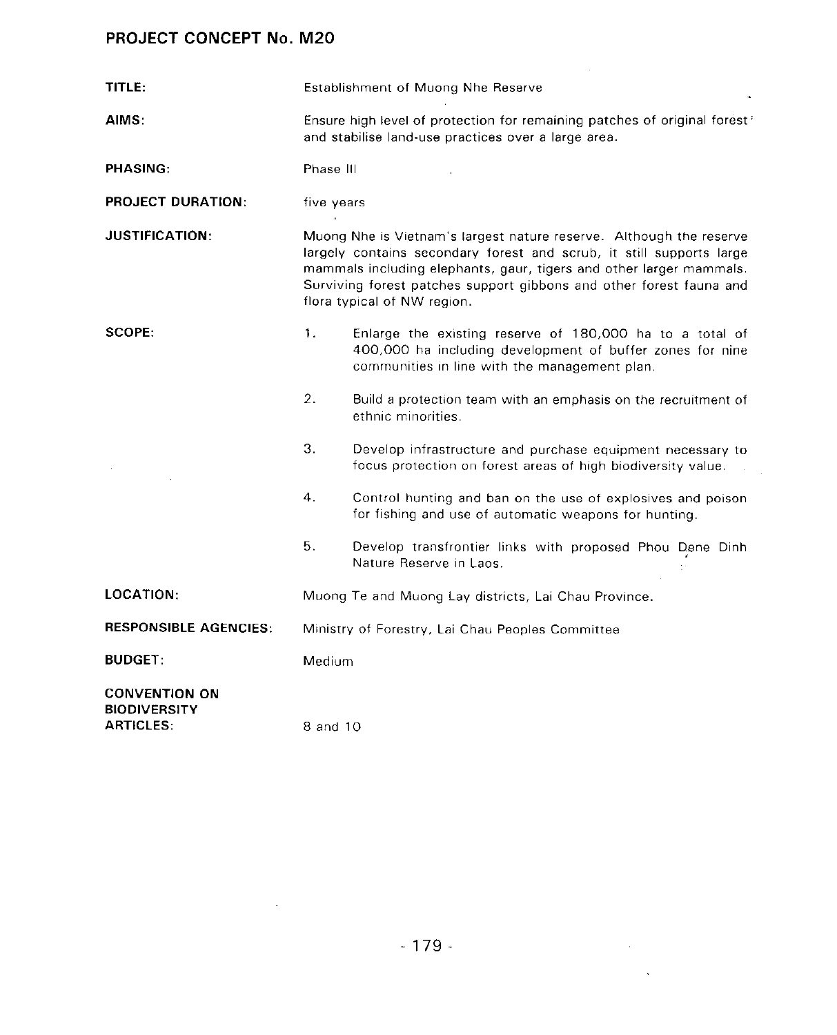## PROJECT CONCEPT No. M20

**TITLE:** Establishment of Muong Nhe Reserve

**AIMS:** Ensure high level of protection for remaining patches of original forest and stabilise land-use practices over a large area.

**PHASING:** Phase III

**PROJECT DURATION:** five years

**JUSTIFICATION:** Muong Nhe is Vietnam's largest nature reserve. Although the reserve largely contains secondary forest and scrub, it still supports large mammals including elephants, gaur, tigers and other larger mammals. Surviving forest patches support gibbons and other forest fauna and flora typical of NW region.

**SCOPE:**

1. Enlarge the existing reserve of 180,000 ha to a total of 400,000 ha including development of buffer zones for nine communities in line with the management plan.
2. Build a protection team with an emphasis on the recruitment of ethnic minorities.
3. Develop infrastructure and purchase equipment necessary to focus protection on forest areas of high biodiversity value.
4. Control hunting and ban on the use of explosives and poison for fishing and use of automatic weapons for hunting.
5. Develop transfrontier links with proposed Phou Dene Dinh Nature Reserve in Laos.

**LOCATION:** Muong Te and Muong Lay districts, Lai Chau Province.

**RESPONSIBLE AGENCIES:** Ministry of Forestry, Lai Chau Peoples Committee

**BUDGET:** Medium

**CONVENTION ON BIODIVERSITY ARTICLES:** 8 and 10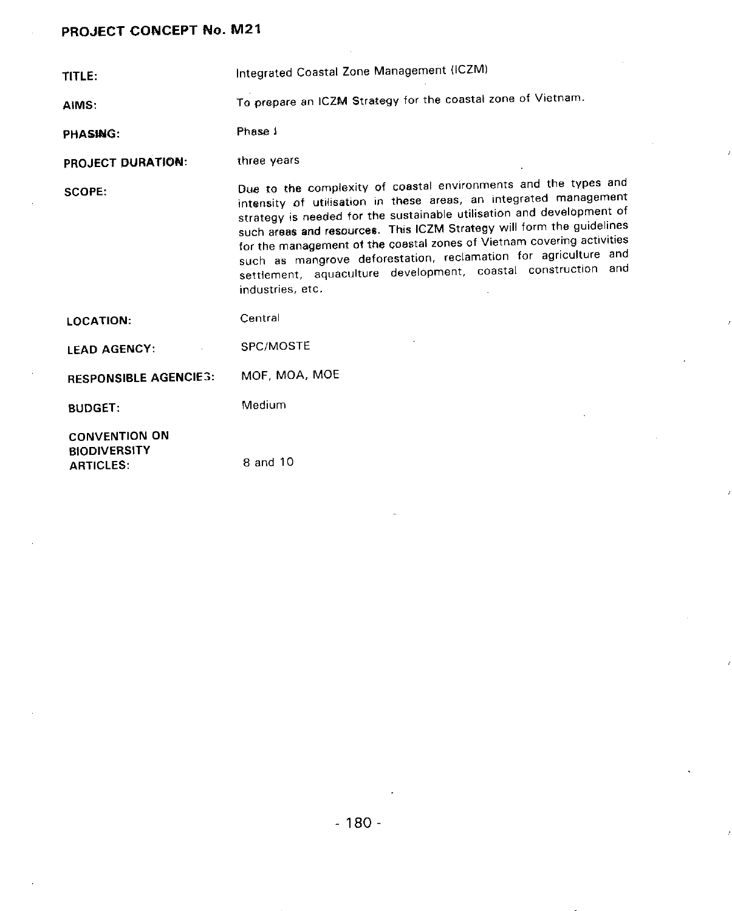## PROJECT CONCEPT No. M21

| | |
|---|---|
| **TITLE:** | Integrated Coastal Zone Management (ICZM) |
| **AIMS:** | To prepare an ICZM Strategy for the coastal zone of Vietnam. |
| **PHASING:** | Phase I |
| **PROJECT DURATION:** | three years |
| **SCOPE:** | Due to the complexity of coastal environments and the types and intensity of utilisation in these areas, an integrated management strategy is needed for the sustainable utilisation and development of such areas and resources. This ICZM Strategy will form the guidelines for the management of the coastal zones of Vietnam covering activities such as mangrove deforestation, reclamation for agriculture and settlement, aquaculture development, coastal construction and industries, etc. |
| **LOCATION:** | Central |
| **LEAD AGENCY:** | SPC/MOSTE |
| **RESPONSIBLE AGENCIES:** | MOF, MOA, MOE |
| **BUDGET:** | Medium |
| **CONVENTION ON BIODIVERSITY ARTICLES:** | 8 and 10 |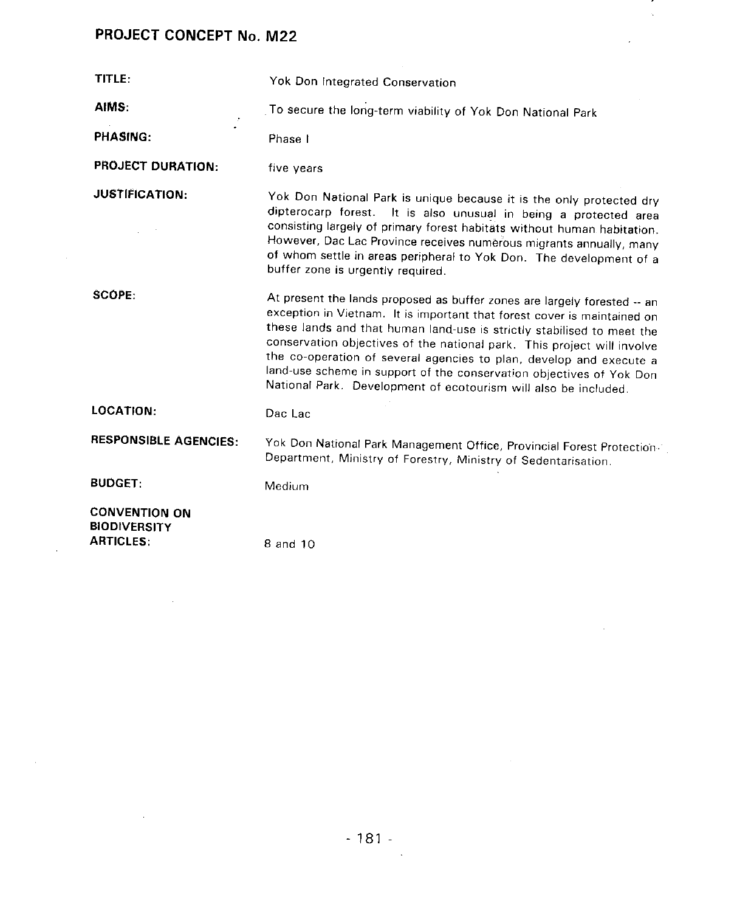## PROJECT CONCEPT No. M22

**TITLE:** Yok Don Integrated Conservation

**AIMS:** To secure the long-term viability of Yok Don National Park

**PHASING:** Phase I

**PROJECT DURATION:** five years

**JUSTIFICATION:** Yok Don National Park is unique because it is the only protected dry dipterocarp forest. It is also unusual in being a protected area consisting largely of primary forest habitats without human habitation. However, Dac Lac Province receives numerous migrants annually, many of whom settle in areas peripheral to Yok Don. The development of a buffer zone is urgently required.

**SCOPE:** At present the lands proposed as buffer zones are largely forested -- an exception in Vietnam. It is important that forest cover is maintained on these lands and that human land-use is strictly stabilised to meet the conservation objectives of the national park. This project will involve the co-operation of several agencies to plan, develop and execute a land-use scheme in support of the conservation objectives of Yok Don National Park. Development of ecotourism will also be included.

**LOCATION:** Dac Lac

**RESPONSIBLE AGENCIES:** Yok Don National Park Management Office, Provincial Forest Protection Department, Ministry of Forestry, Ministry of Sedentarisation.

**BUDGET:** Medium

**CONVENTION ON BIODIVERSITY ARTICLES:** 8 and 10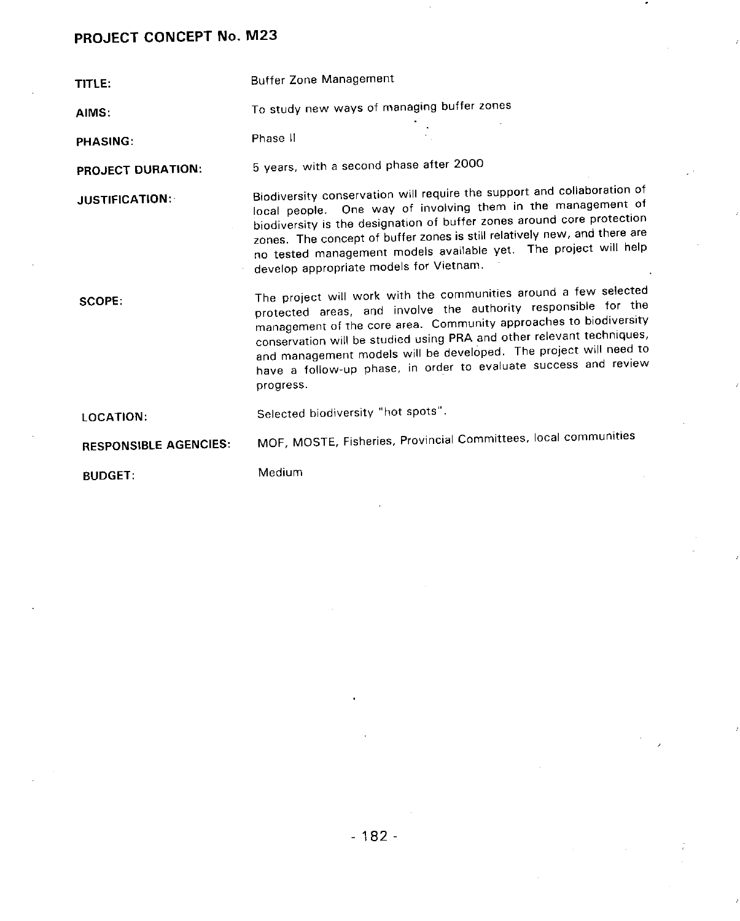## PROJECT CONCEPT No. M23

**TITLE:** Buffer Zone Management

**AIMS:** To study new ways of managing buffer zones

**PHASING:** Phase II

**PROJECT DURATION:** 5 years, with a second phase after 2000

**JUSTIFICATION:** Biodiversity conservation will require the support and collaboration of local people. One way of involving them in the management of biodiversity is the designation of buffer zones around core protection zones. The concept of buffer zones is still relatively new, and there are no tested management models available yet. The project will help develop appropriate models for Vietnam.

**SCOPE:** The project will work with the communities around a few selected protected areas, and involve the authority responsible for the management of the core area. Community approaches to biodiversity conservation will be studied using PRA and other relevant techniques, and management models will be developed. The project will need to have a follow-up phase, in order to evaluate success and review progress.

**LOCATION:** Selected biodiversity "hot spots".

**RESPONSIBLE AGENCIES:** MOF, MOSTE, Fisheries, Provincial Committees, local communities

**BUDGET:** Medium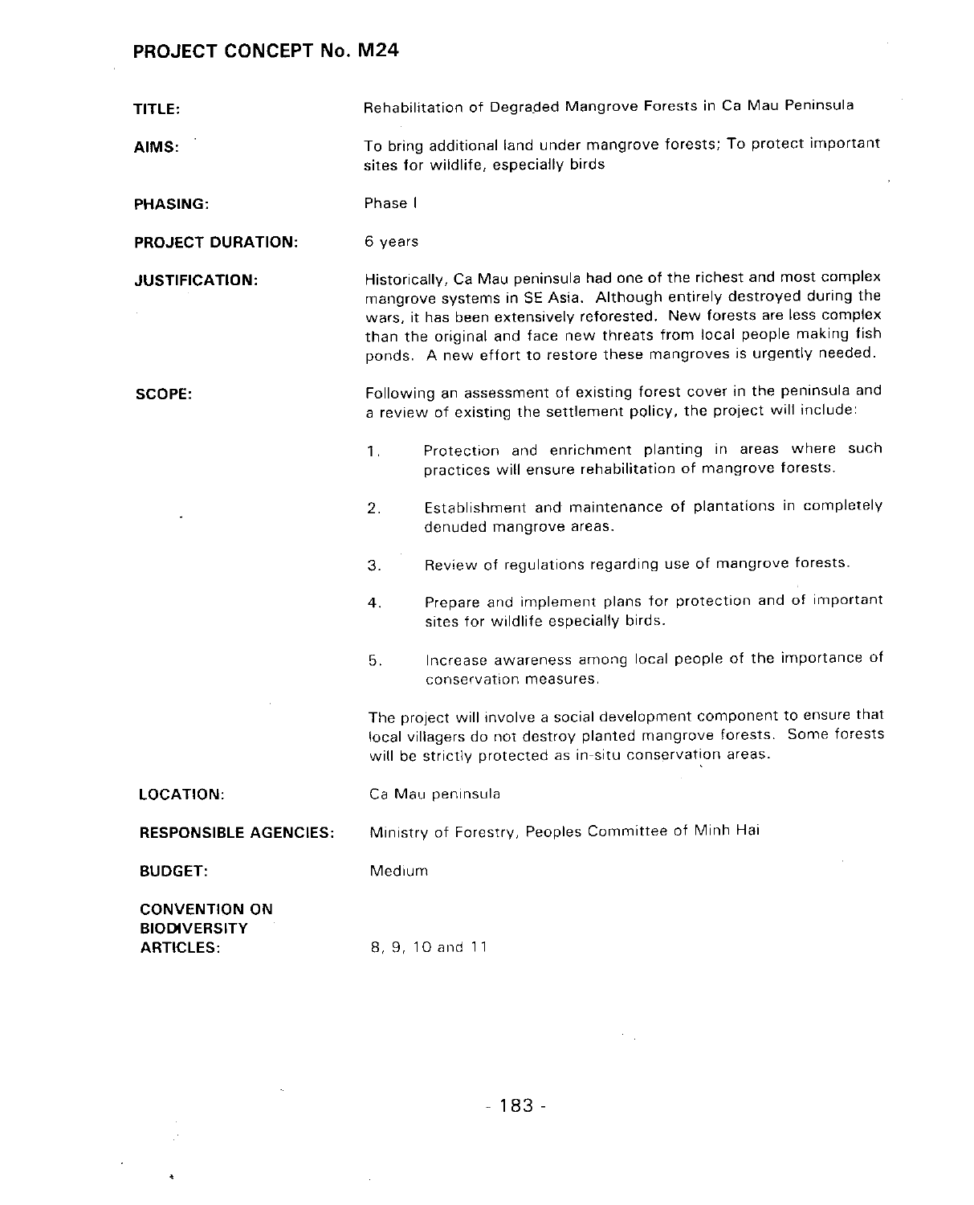## PROJECT CONCEPT No. M24

**TITLE:** Rehabilitation of Degraded Mangrove Forests in Ca Mau Peninsula

**AIMS:** To bring additional land under mangrove forests; To protect important sites for wildlife, especially birds

**PHASING:** Phase I

**PROJECT DURATION:** 6 years

**JUSTIFICATION:** Historically, Ca Mau peninsula had one of the richest and most complex mangrove systems in SE Asia. Although entirely destroyed during the wars, it has been extensively reforested. New forests are less complex than the original and face new threats from local people making fish ponds. A new effort to restore these mangroves is urgently needed.

**SCOPE:** Following an assessment of existing forest cover in the peninsula and a review of existing the settlement policy, the project will include:

1. Protection and enrichment planting in areas where such practices will ensure rehabilitation of mangrove forests.
2. Establishment and maintenance of plantations in completely denuded mangrove areas.
3. Review of regulations regarding use of mangrove forests.
4. Prepare and implement plans for protection and of important sites for wildlife especially birds.
5. Increase awareness among local people of the importance of conservation measures.

The project will involve a social development component to ensure that local villagers do not destroy planted mangrove forests. Some forests will be strictly protected as in-situ conservation areas.

**LOCATION:** Ca Mau peninsula

**RESPONSIBLE AGENCIES:** Ministry of Forestry, Peoples Committee of Minh Hai

**BUDGET:** Medium

**CONVENTION ON BIODIVERSITY ARTICLES:** 8, 9, 10 and 11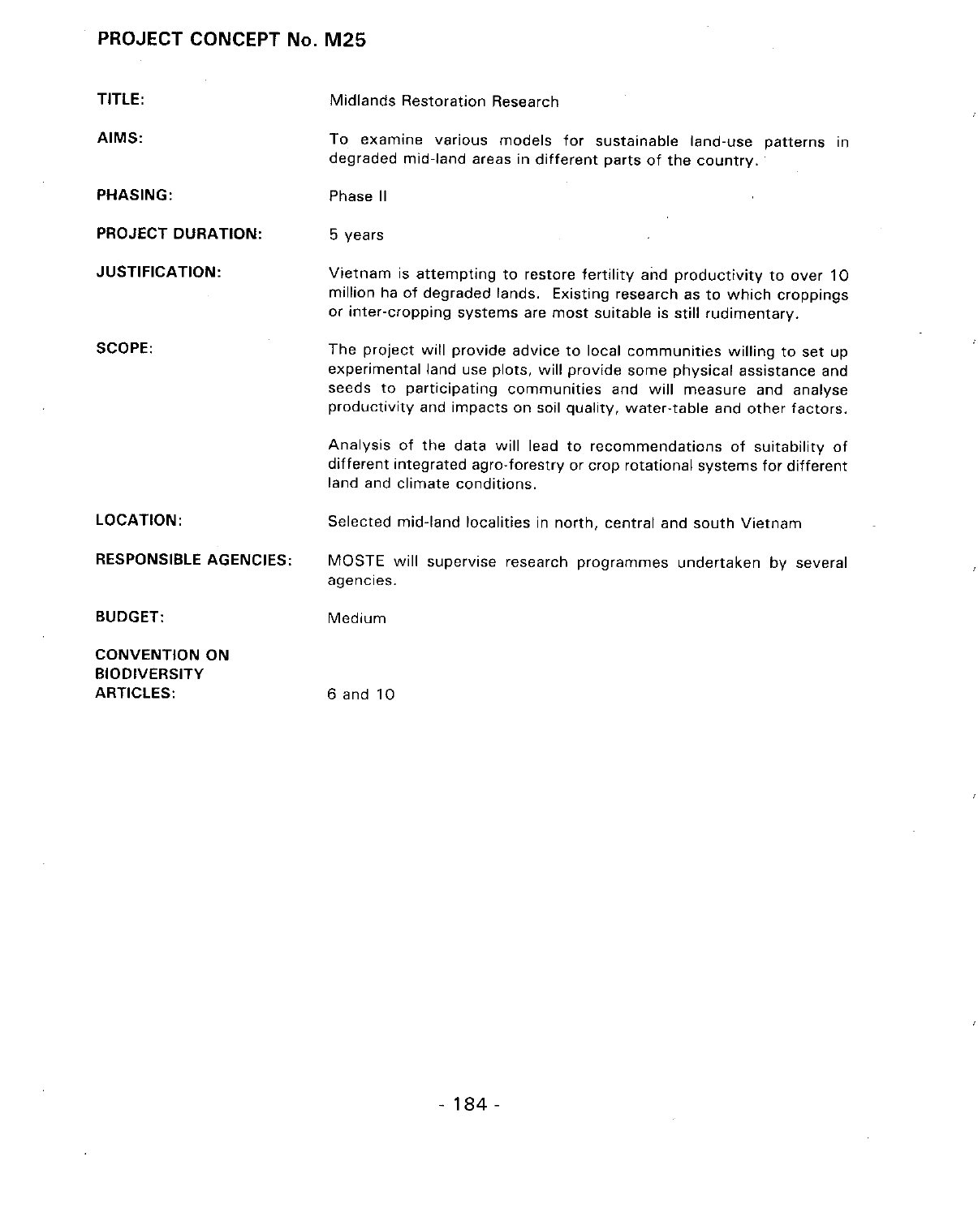## PROJECT CONCEPT No. M25

**TITLE:** Midlands Restoration Research

**AIMS:** To examine various models for sustainable land-use patterns in degraded mid-land areas in different parts of the country.

**PHASING:** Phase II

**PROJECT DURATION:** 5 years

**JUSTIFICATION:** Vietnam is attempting to restore fertility and productivity to over 10 million ha of degraded lands. Existing research as to which croppings or inter-cropping systems are most suitable is still rudimentary.

**SCOPE:** The project will provide advice to local communities willing to set up experimental land use plots, will provide some physical assistance and seeds to participating communities and will measure and analyse productivity and impacts on soil quality, water-table and other factors.

Analysis of the data will lead to recommendations of suitability of different integrated agro-forestry or crop rotational systems for different land and climate conditions.

**LOCATION:** Selected mid-land localities in north, central and south Vietnam

**RESPONSIBLE AGENCIES:** MOSTE will supervise research programmes undertaken by several agencies.

**BUDGET:** Medium

**CONVENTION ON BIODIVERSITY ARTICLES:** 6 and 10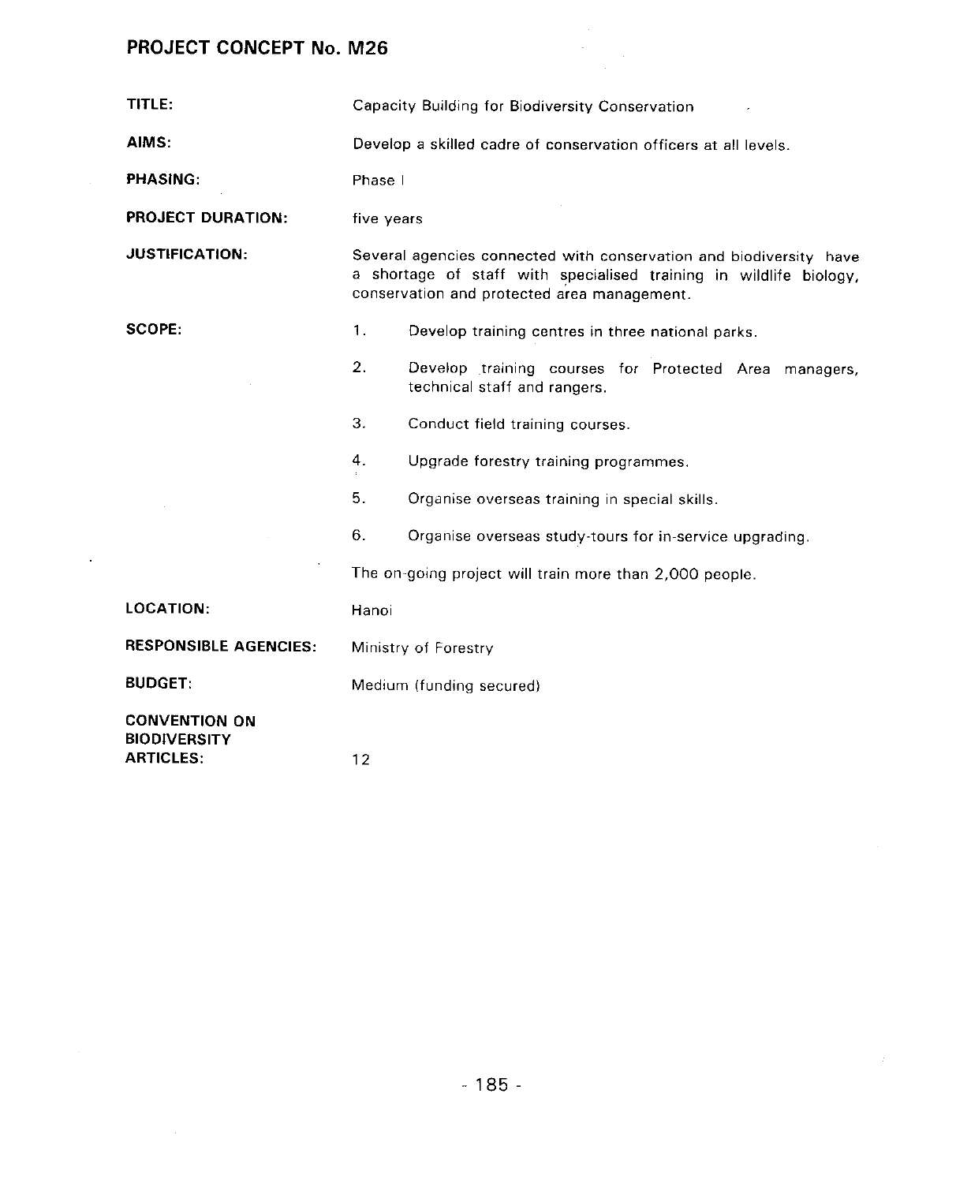## PROJECT CONCEPT No. M26

**TITLE:** Capacity Building for Biodiversity Conservation

**AIMS:** Develop a skilled cadre of conservation officers at all levels.

**PHASING:** Phase I

**PROJECT DURATION:** five years

**JUSTIFICATION:** Several agencies connected with conservation and biodiversity have a shortage of staff with specialised training in wildlife biology, conservation and protected area management.

**SCOPE:**

1. Develop training centres in three national parks.
2. Develop training courses for Protected Area managers, technical staff and rangers.
3. Conduct field training courses.
4. Upgrade forestry training programmes.
5. Organise overseas training in special skills.
6. Organise overseas study-tours for in-service upgrading.

The on-going project will train more than 2,000 people.

**LOCATION:** Hanoi

**RESPONSIBLE AGENCIES:** Ministry of Forestry

**BUDGET:** Medium (funding secured)

**CONVENTION ON BIODIVERSITY ARTICLES:** 12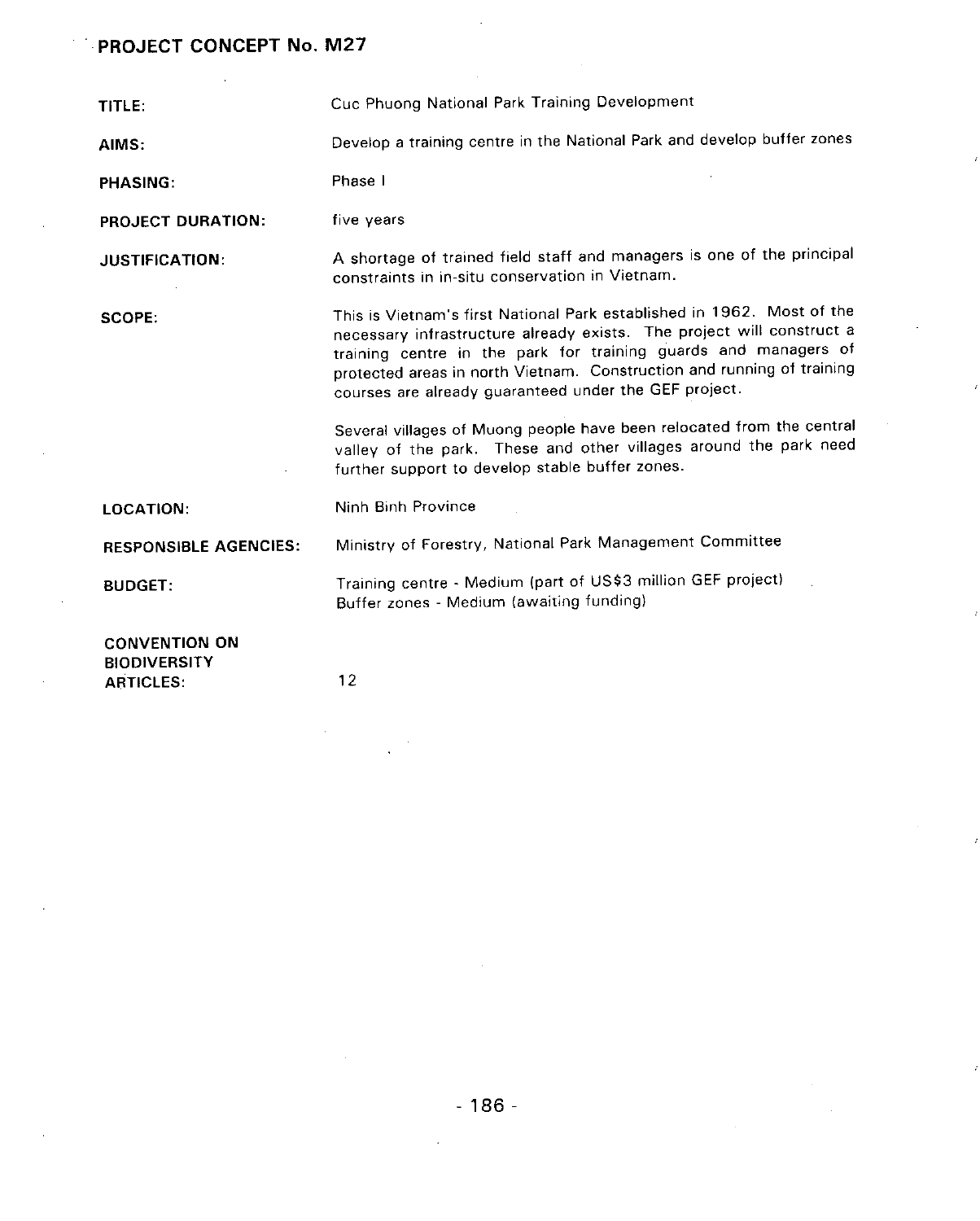## PROJECT CONCEPT No. M27

**TITLE:** Cuc Phuong National Park Training Development

**AIMS:** Develop a training centre in the National Park and develop buffer zones

**PHASING:** Phase I

**PROJECT DURATION:** five years

**JUSTIFICATION:** A shortage of trained field staff and managers is one of the principal constraints in in-situ conservation in Vietnam.

**SCOPE:** This is Vietnam's first National Park established in 1962. Most of the necessary infrastructure already exists. The project will construct a training centre in the park for training guards and managers of protected areas in north Vietnam. Construction and running of training courses are already guaranteed under the GEF project.

Several villages of Muong people have been relocated from the central valley of the park. These and other villages around the park need further support to develop stable buffer zones.

**LOCATION:** Ninh Binh Province

**RESPONSIBLE AGENCIES:** Ministry of Forestry, National Park Management Committee

**BUDGET:** Training centre - Medium (part of US$3 million GEF project)
Buffer zones - Medium (awaiting funding)

**CONVENTION ON BIODIVERSITY ARTICLES:** 12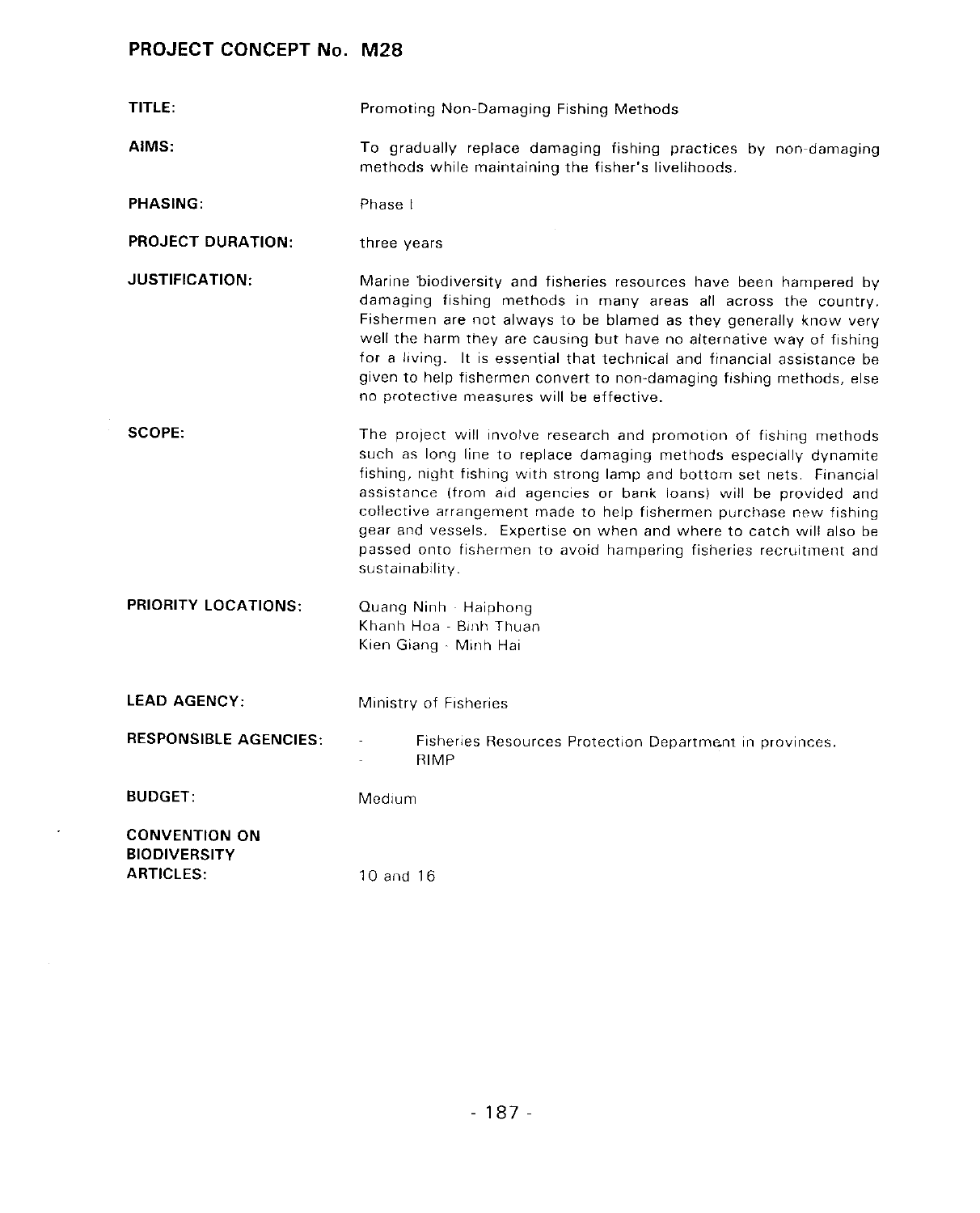## PROJECT CONCEPT No. M28

**TITLE:** Promoting Non-Damaging Fishing Methods

**AIMS:** To gradually replace damaging fishing practices by non-damaging methods while maintaining the fisher's livelihoods.

**PHASING:** Phase I

**PROJECT DURATION:** three years

**JUSTIFICATION:** Marine biodiversity and fisheries resources have been hampered by damaging fishing methods in many areas all across the country. Fishermen are not always to be blamed as they generally know very well the harm they are causing but have no alternative way of fishing for a living. It is essential that technical and financial assistance be given to help fishermen convert to non-damaging fishing methods, else no protective measures will be effective.

**SCOPE:** The project will involve research and promotion of fishing methods such as long line to replace damaging methods especially dynamite fishing, night fishing with strong lamp and bottom set nets. Financial assistance (from aid agencies or bank loans) will be provided and collective arrangement made to help fishermen purchase new fishing gear and vessels. Expertise on when and where to catch will also be passed onto fishermen to avoid hampering fisheries recruitment and sustainability.

**PRIORITY LOCATIONS:**
Quang Ninh - Haiphong
Khanh Hoa - Binh Thuan
Kien Giang - Minh Hai

**LEAD AGENCY:** Ministry of Fisheries

**RESPONSIBLE AGENCIES:**
- Fisheries Resources Protection Department in provinces.
- RIMP

**BUDGET:** Medium

**CONVENTION ON BIODIVERSITY ARTICLES:** 10 and 16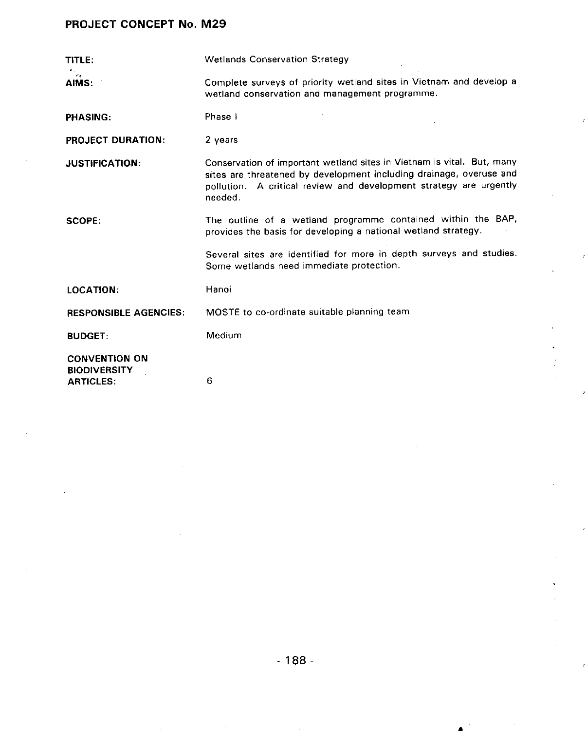## PROJECT CONCEPT No. M29

**TITLE:** Wetlands Conservation Strategy

**AIMS:** Complete surveys of priority wetland sites in Vietnam and develop a wetland conservation and management programme.

**PHASING:** Phase I

**PROJECT DURATION:** 2 years

**JUSTIFICATION:** Conservation of important wetland sites in Vietnam is vital. But, many sites are threatened by development including drainage, overuse and pollution. A critical review and development strategy are urgently needed.

**SCOPE:** The outline of a wetland programme contained within the BAP, provides the basis for developing a national wetland strategy.

Several sites are identified for more in depth surveys and studies. Some wetlands need immediate protection.

**LOCATION:** Hanoi

**RESPONSIBLE AGENCIES:** MOSTE to co-ordinate suitable planning team

**BUDGET:** Medium

**CONVENTION ON BIODIVERSITY ARTICLES:** 6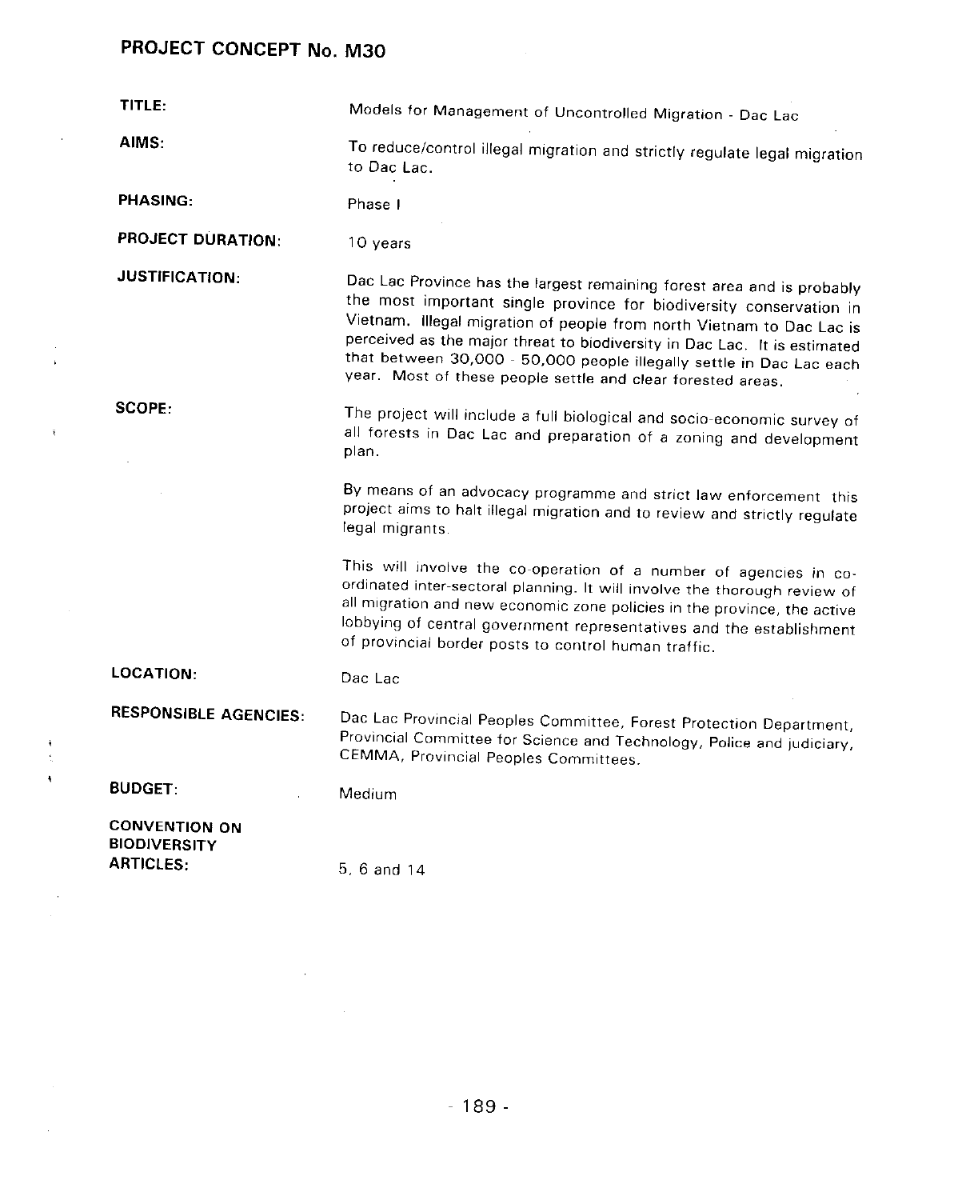## PROJECT CONCEPT No. M30

**TITLE:** Models for Management of Uncontrolled Migration - Dac Lac

**AIMS:** To reduce/control illegal migration and strictly regulate legal migration to Dac Lac.

**PHASING:** Phase I

**PROJECT DURATION:** 10 years

**JUSTIFICATION:** Dac Lac Province has the largest remaining forest area and is probably the most important single province for biodiversity conservation in Vietnam. Illegal migration of people from north Vietnam to Dac Lac is perceived as the major threat to biodiversity in Dac Lac. It is estimated that between 30,000 - 50,000 people illegally settle in Dac Lac each year. Most of these people settle and clear forested areas.

**SCOPE:** The project will include a full biological and socio-economic survey of all forests in Dac Lac and preparation of a zoning and development plan.

By means of an advocacy programme and strict law enforcement this project aims to halt illegal migration and to review and strictly regulate legal migrants.

This will involve the co-operation of a number of agencies in co-ordinated inter-sectoral planning. It will involve the thorough review of all migration and new economic zone policies in the province, the active lobbying of central government representatives and the establishment of provincial border posts to control human traffic.

**LOCATION:** Dac Lac

**RESPONSIBLE AGENCIES:** Dac Lac Provincial Peoples Committee, Forest Protection Department, Provincial Committee for Science and Technology, Police and judiciary, CEMMA, Provincial Peoples Committees.

**BUDGET:** Medium

**CONVENTION ON BIODIVERSITY ARTICLES:** 5, 6 and 14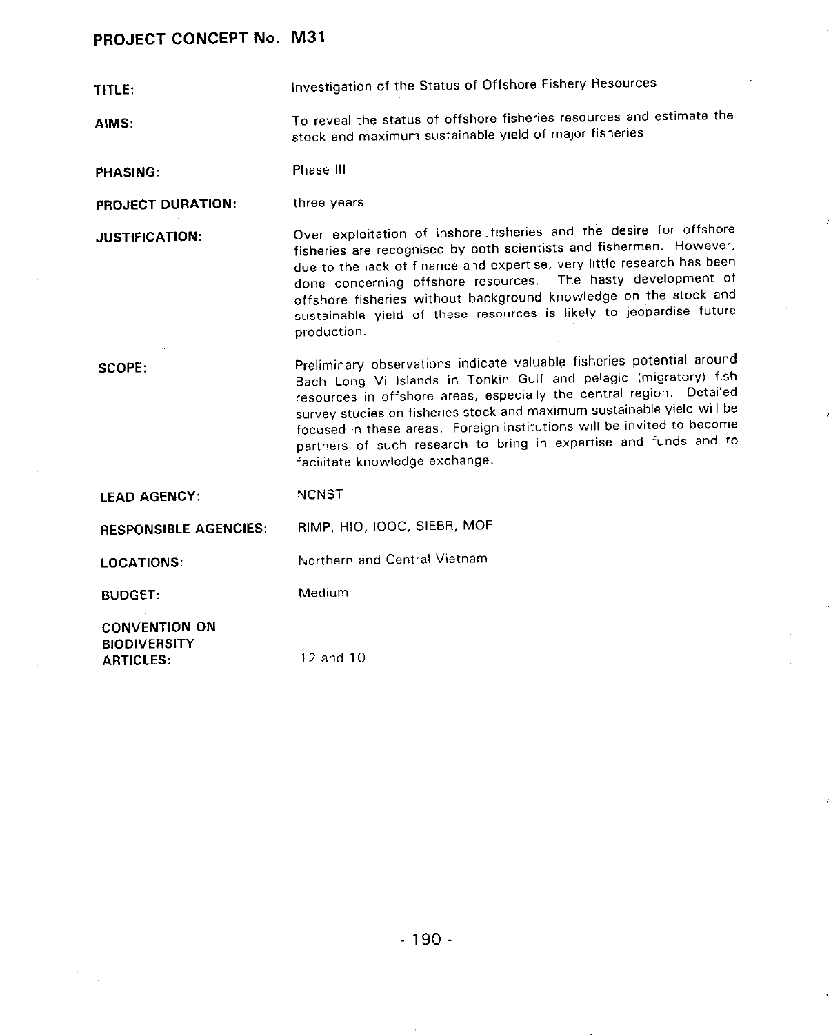## PROJECT CONCEPT No. M31

**TITLE:** Investigation of the Status of Offshore Fishery Resources

**AIMS:** To reveal the status of offshore fisheries resources and estimate the stock and maximum sustainable yield of major fisheries

**PHASING:** Phase III

**PROJECT DURATION:** three years

**JUSTIFICATION:** Over exploitation of inshore fisheries and the desire for offshore fisheries are recognised by both scientists and fishermen. However, due to the lack of finance and expertise, very little research has been done concerning offshore resources. The hasty development of offshore fisheries without background knowledge on the stock and sustainable yield of these resources is likely to jeopardise future production.

**SCOPE:** Preliminary observations indicate valuable fisheries potential around Bach Long Vi Islands in Tonkin Gulf and pelagic (migratory) fish resources in offshore areas, especially the central region. Detailed survey studies on fisheries stock and maximum sustainable yield will be focused in these areas. Foreign institutions will be invited to become partners of such research to bring in expertise and funds and to facilitate knowledge exchange.

**LEAD AGENCY:** NCNST

**RESPONSIBLE AGENCIES:** RIMP, HIO, IOOC, SIEBR, MOF

**LOCATIONS:** Northern and Central Vietnam

**BUDGET:** Medium

**CONVENTION ON BIODIVERSITY ARTICLES:** 12 and 10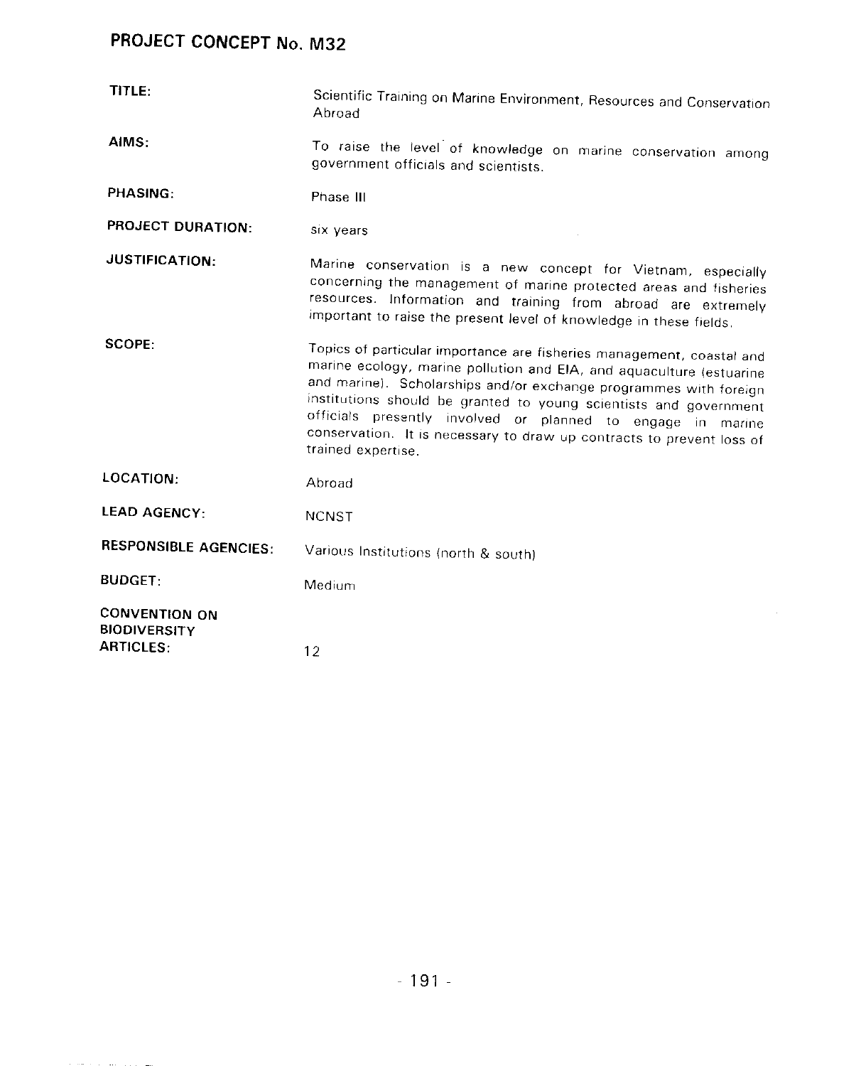## PROJECT CONCEPT No. M32

**TITLE:** Scientific Training on Marine Environment, Resources and Conservation Abroad

**AIMS:** To raise the level of knowledge on marine conservation among government officials and scientists.

**PHASING:** Phase III

**PROJECT DURATION:** six years

**JUSTIFICATION:** Marine conservation is a new concept for Vietnam, especially concerning the management of marine protected areas and fisheries resources. Information and training from abroad are extremely important to raise the present level of knowledge in these fields.

**SCOPE:** Topics of particular importance are fisheries management, coastal and marine ecology, marine pollution and EIA, and aquaculture (estuarine and marine). Scholarships and/or exchange programmes with foreign institutions should be granted to young scientists and government officials presently involved or planned to engage in marine conservation. It is necessary to draw up contracts to prevent loss of trained expertise.

**LOCATION:** Abroad

**LEAD AGENCY:** NCNST

**RESPONSIBLE AGENCIES:** Various Institutions (north & south)

**BUDGET:** Medium

**CONVENTION ON BIODIVERSITY ARTICLES:** 12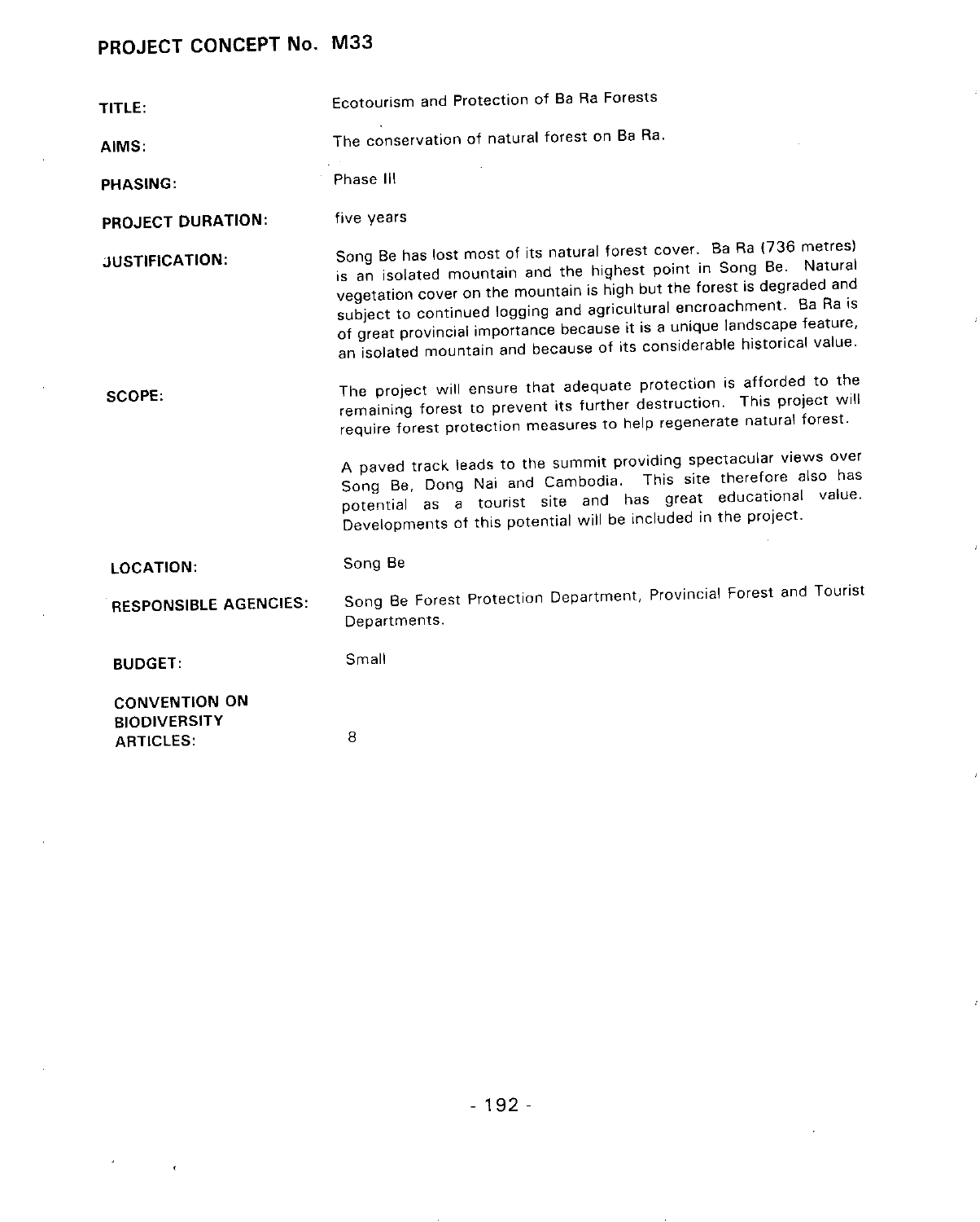## PROJECT CONCEPT No. M33

**TITLE:** Ecotourism and Protection of Ba Ra Forests

**AIMS:** The conservation of natural forest on Ba Ra.

**PHASING:** Phase III

**PROJECT DURATION:** five years

**JUSTIFICATION:** Song Be has lost most of its natural forest cover. Ba Ra (736 metres) is an isolated mountain and the highest point in Song Be. Natural vegetation cover on the mountain is high but the forest is degraded and subject to continued logging and agricultural encroachment. Ba Ra is of great provincial importance because it is a unique landscape feature, an isolated mountain and because of its considerable historical value.

**SCOPE:** The project will ensure that adequate protection is afforded to the remaining forest to prevent its further destruction. This project will require forest protection measures to help regenerate natural forest.

A paved track leads to the summit providing spectacular views over Song Be, Dong Nai and Cambodia. This site therefore also has potential as a tourist site and has great educational value. Developments of this potential will be included in the project.

**LOCATION:** Song Be

**RESPONSIBLE AGENCIES:** Song Be Forest Protection Department, Provincial Forest and Tourist Departments.

**BUDGET:** Small

**CONVENTION ON BIODIVERSITY ARTICLES:** 8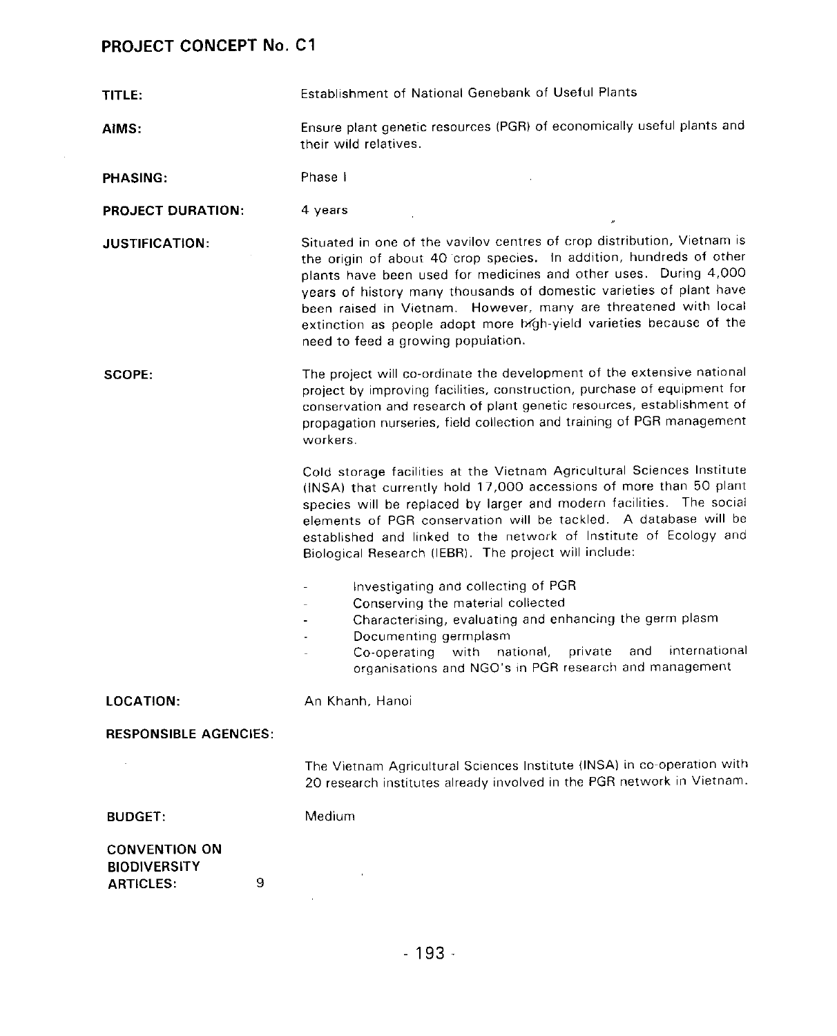## PROJECT CONCEPT No. C1

**TITLE:** Establishment of National Genebank of Useful Plants

**AIMS:** Ensure plant genetic resources (PGR) of economically useful plants and their wild relatives.

**PHASING:** Phase I

**PROJECT DURATION:** 4 years

**JUSTIFICATION:** Situated in one of the vavilov centres of crop distribution, Vietnam is the origin of about 40 crop species. In addition, hundreds of other plants have been used for medicines and other uses. During 4,000 years of history many thousands of domestic varieties of plant have been raised in Vietnam. However, many are threatened with local extinction as people adopt more high-yield varieties because of the need to feed a growing population.

**SCOPE:** The project will co-ordinate the development of the extensive national project by improving facilities, construction, purchase of equipment for conservation and research of plant genetic resources, establishment of propagation nurseries, field collection and training of PGR management workers.

Cold storage facilities at the Vietnam Agricultural Sciences Institute (INSA) that currently hold 17,000 accessions of more than 50 plant species will be replaced by larger and modern facilities. The social elements of PGR conservation will be tackled. A database will be established and linked to the network of Institute of Ecology and Biological Research (IEBR). The project will include:

- Investigating and collecting of PGR
- Conserving the material collected
- Characterising, evaluating and enhancing the germ plasm
- Documenting germplasm
- Co-operating with national, private and international organisations and NGO's in PGR research and management

**LOCATION:** An Khanh, Hanoi

**RESPONSIBLE AGENCIES:**

The Vietnam Agricultural Sciences Institute (INSA) in co-operation with 20 research institutes already involved in the PGR network in Vietnam.

**BUDGET:** Medium

**CONVENTION ON BIODIVERSITY ARTICLES:** 9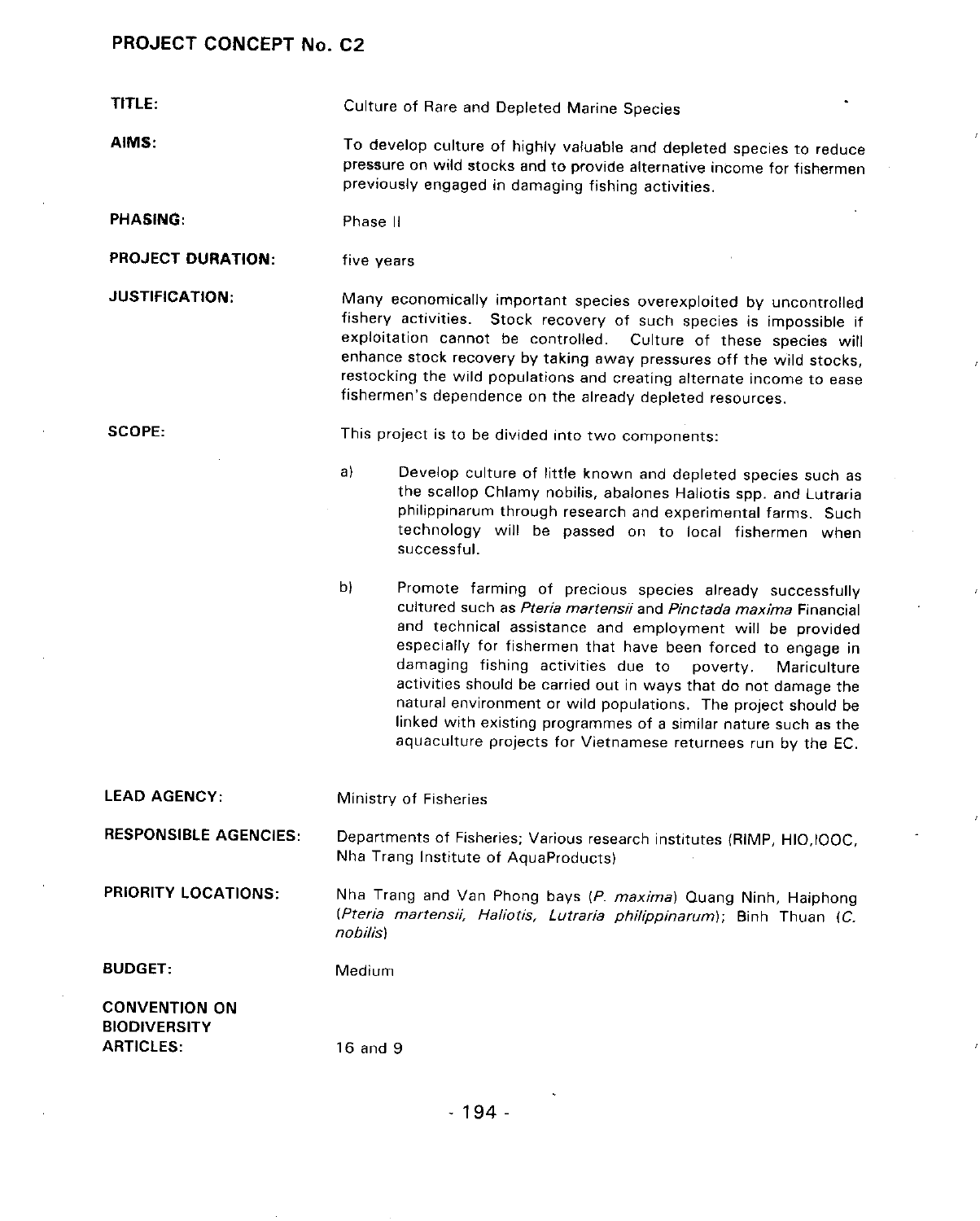## PROJECT CONCEPT No. C2

**TITLE:** Culture of Rare and Depleted Marine Species

**AIMS:** To develop culture of highly valuable and depleted species to reduce pressure on wild stocks and to provide alternative income for fishermen previously engaged in damaging fishing activities.

**PHASING:** Phase II

**PROJECT DURATION:** five years

**JUSTIFICATION:** Many economically important species overexploited by uncontrolled fishery activities. Stock recovery of such species is impossible if exploitation cannot be controlled. Culture of these species will enhance stock recovery by taking away pressures off the wild stocks, restocking the wild populations and creating alternate income to ease fishermen's dependence on the already depleted resources.

**SCOPE:** This project is to be divided into two components:

a) Develop culture of little known and depleted species such as the scallop Chlamy nobilis, abalones Haliotis spp. and Lutraria philippinarum through research and experimental farms. Such technology will be passed on to local fishermen when successful.

b) Promote farming of precious species already successfully cultured such as *Pteria martensii* and *Pinctada maxima* Financial and technical assistance and employment will be provided especially for fishermen that have been forced to engage in damaging fishing activities due to poverty. Mariculture activities should be carried out in ways that do not damage the natural environment or wild populations. The project should be linked with existing programmes of a similar nature such as the aquaculture projects for Vietnamese returnees run by the EC.

**LEAD AGENCY:** Ministry of Fisheries

**RESPONSIBLE AGENCIES:** Departments of Fisheries; Various research institutes (RIMP, HIO,IOOC, Nha Trang Institute of AquaProducts)

**PRIORITY LOCATIONS:** Nha Trang and Van Phong bays (*P. maxima*) Quang Ninh, Haiphong (*Pteria martensii, Haliotis, Lutraria philippinarum*); Binh Thuan (*C. nobilis*)

**BUDGET:** Medium

**CONVENTION ON BIODIVERSITY ARTICLES:** 16 and 9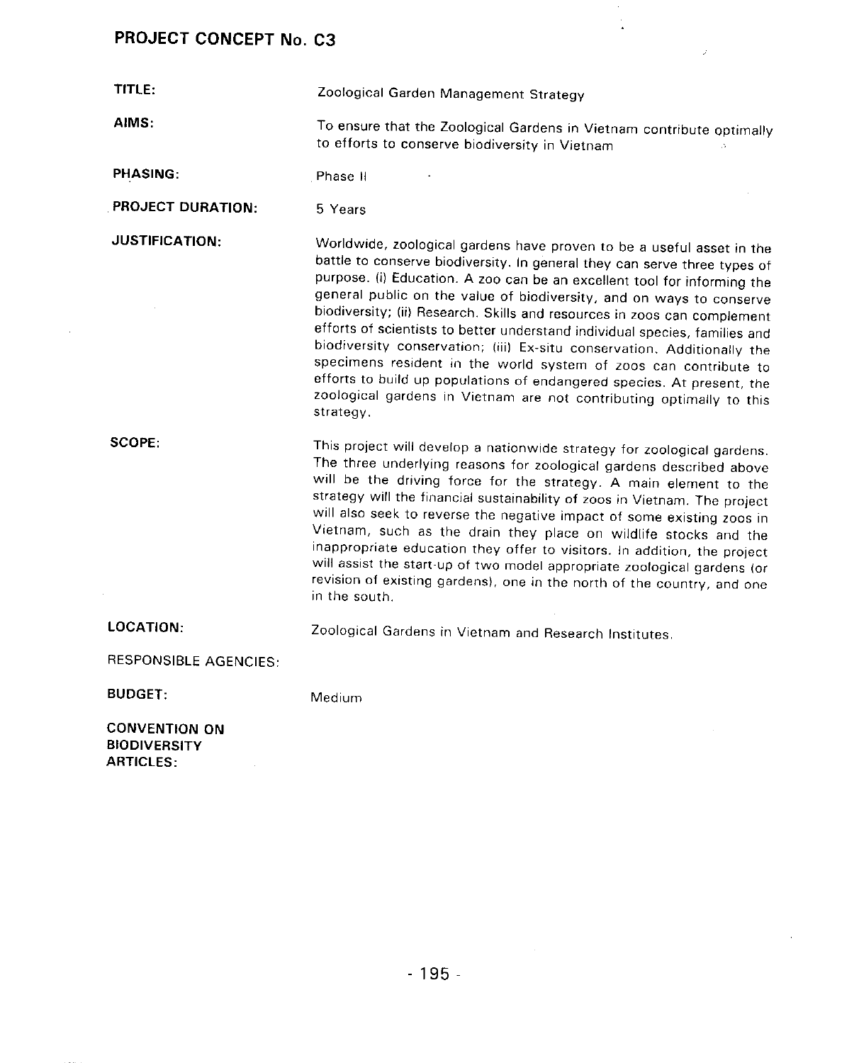## PROJECT CONCEPT No. C3

**TITLE:** Zoological Garden Management Strategy

**AIMS:** To ensure that the Zoological Gardens in Vietnam contribute optimally to efforts to conserve biodiversity in Vietnam

**PHASING:** Phase II

**PROJECT DURATION:** 5 Years

**JUSTIFICATION:** Worldwide, zoological gardens have proven to be a useful asset in the battle to conserve biodiversity. In general they can serve three types of purpose. (i) Education. A zoo can be an excellent tool for informing the general public on the value of biodiversity, and on ways to conserve biodiversity; (ii) Research. Skills and resources in zoos can complement efforts of scientists to better understand individual species, families and biodiversity conservation; (iii) Ex-situ conservation. Additionally the specimens resident in the world system of zoos can contribute to efforts to build up populations of endangered species. At present, the zoological gardens in Vietnam are not contributing optimally to this strategy.

**SCOPE:** This project will develop a nationwide strategy for zoological gardens. The three underlying reasons for zoological gardens described above will be the driving force for the strategy. A main element to the strategy will the financial sustainability of zoos in Vietnam. The project will also seek to reverse the negative impact of some existing zoos in Vietnam, such as the drain they place on wildlife stocks and the inappropriate education they offer to visitors. In addition, the project will assist the start-up of two model appropriate zoological gardens (or revision of existing gardens), one in the north of the country, and one in the south.

**LOCATION:** Zoological Gardens in Vietnam and Research Institutes.

RESPONSIBLE AGENCIES:

**BUDGET:** Medium

**CONVENTION ON BIODIVERSITY ARTICLES:**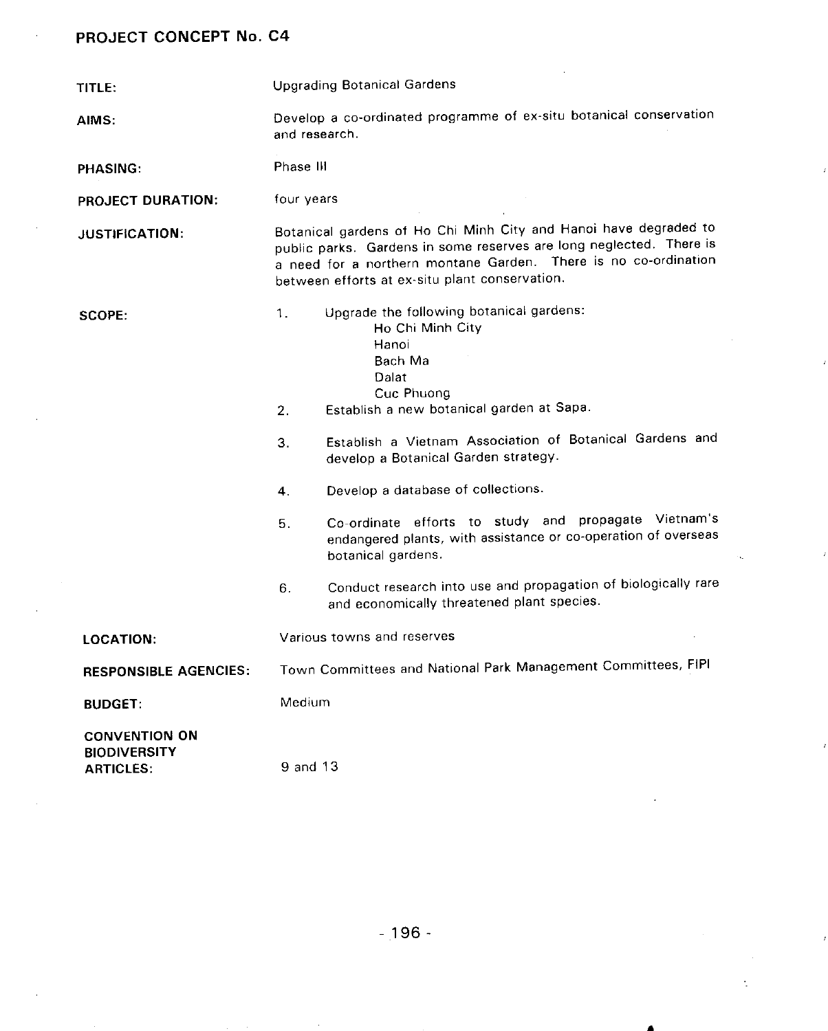## PROJECT CONCEPT No. C4

**TITLE:** Upgrading Botanical Gardens

**AIMS:** Develop a co-ordinated programme of ex-situ botanical conservation and research.

**PHASING:** Phase III

**PROJECT DURATION:** four years

**JUSTIFICATION:** Botanical gardens of Ho Chi Minh City and Hanoi have degraded to public parks. Gardens in some reserves are long neglected. There is a need for a northern montane Garden. There is no co-ordination between efforts at ex-situ plant conservation.

**SCOPE:**

1. Upgrade the following botanical gardens:
   - Ho Chi Minh City
   - Hanoi
   - Bach Ma
   - Dalat
   - Cuc Phuong
2. Establish a new botanical garden at Sapa.
3. Establish a Vietnam Association of Botanical Gardens and develop a Botanical Garden strategy.
4. Develop a database of collections.
5. Co-ordinate efforts to study and propagate Vietnam's endangered plants, with assistance or co-operation of overseas botanical gardens.
6. Conduct research into use and propagation of biologically rare and economically threatened plant species.

**LOCATION:** Various towns and reserves

**RESPONSIBLE AGENCIES:** Town Committees and National Park Management Committees, FIPI

**BUDGET:** Medium

**CONVENTION ON BIODIVERSITY ARTICLES:** 9 and 13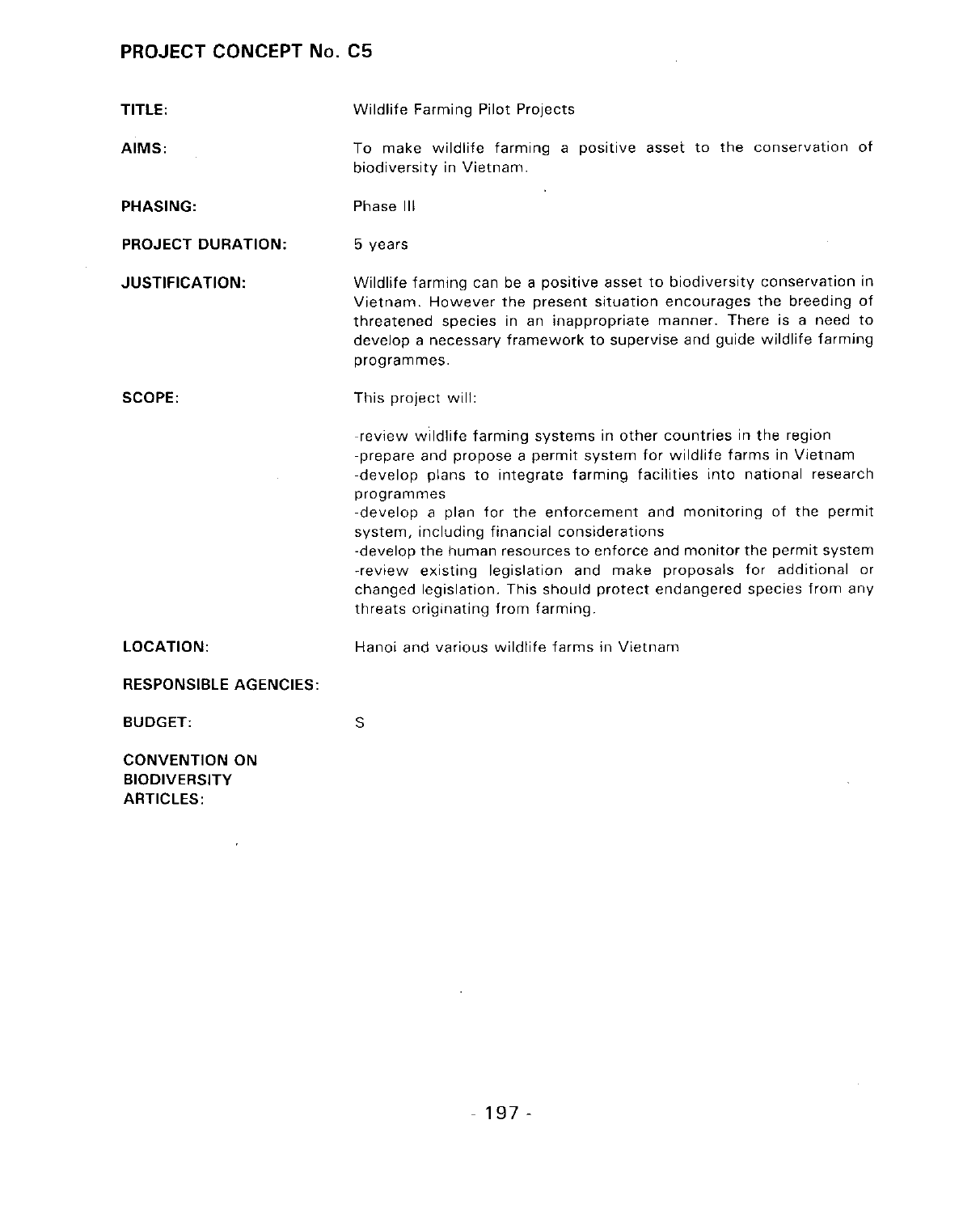## PROJECT CONCEPT No. C5

**TITLE:** Wildlife Farming Pilot Projects

**AIMS:** To make wildlife farming a positive asset to the conservation of biodiversity in Vietnam.

**PHASING:** Phase III

**PROJECT DURATION:** 5 years

**JUSTIFICATION:** Wildlife farming can be a positive asset to biodiversity conservation in Vietnam. However the present situation encourages the breeding of threatened species in an inappropriate manner. There is a need to develop a necessary framework to supervise and guide wildlife farming programmes.

**SCOPE:** This project will:

- review wildlife farming systems in other countries in the region
- prepare and propose a permit system for wildlife farms in Vietnam
- develop plans to integrate farming facilities into national research programmes
- develop a plan for the enforcement and monitoring of the permit system, including financial considerations
- develop the human resources to enforce and monitor the permit system
- review existing legislation and make proposals for additional or changed legislation. This should protect endangered species from any threats originating from farming.

**LOCATION:** Hanoi and various wildlife farms in Vietnam

**RESPONSIBLE AGENCIES:**

**BUDGET:** S

**CONVENTION ON BIODIVERSITY ARTICLES:**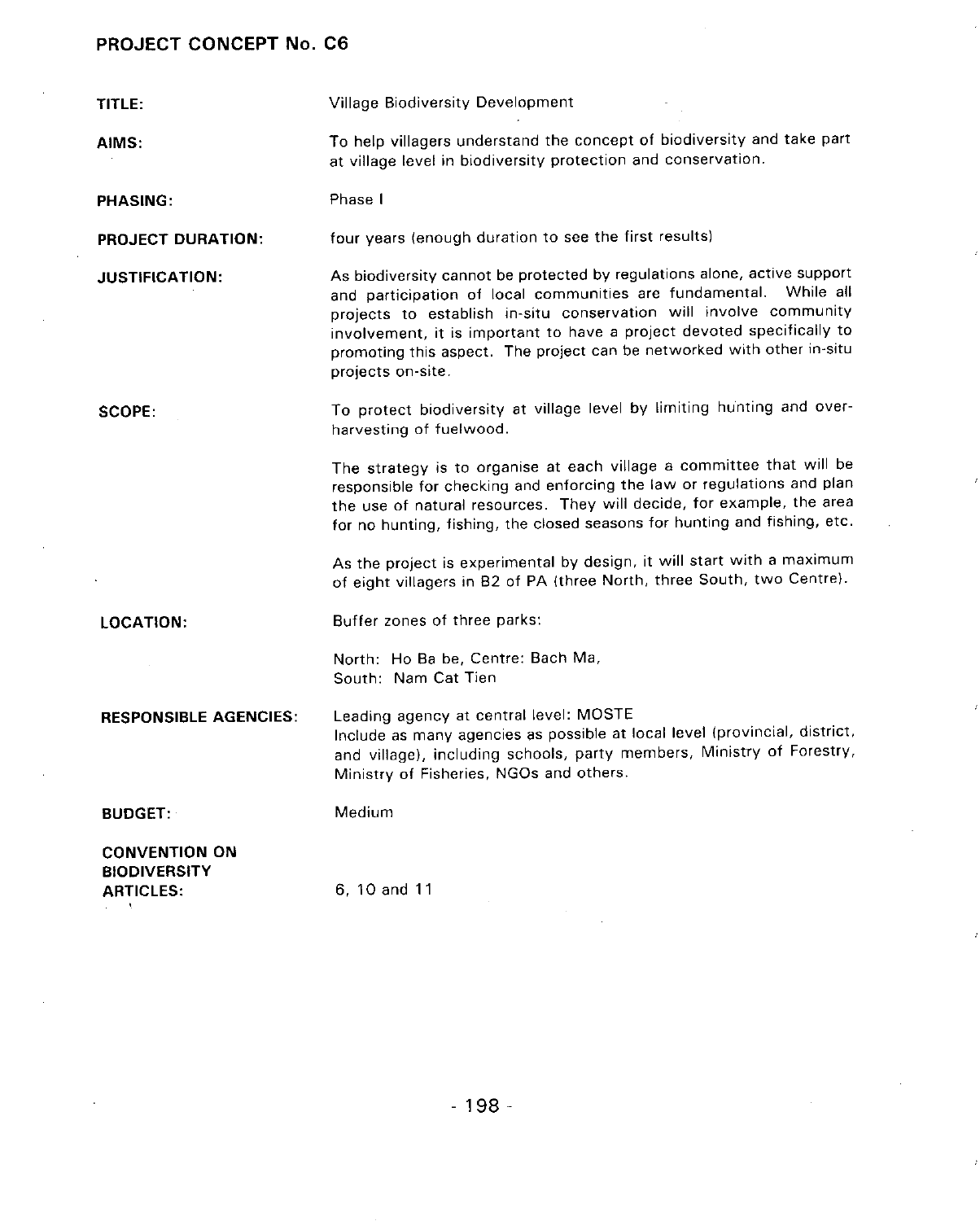## PROJECT CONCEPT No. C6

**TITLE:** Village Biodiversity Development

**AIMS:** To help villagers understand the concept of biodiversity and take part at village level in biodiversity protection and conservation.

**PHASING:** Phase I

**PROJECT DURATION:** four years (enough duration to see the first results)

**JUSTIFICATION:** As biodiversity cannot be protected by regulations alone, active support and participation of local communities are fundamental. While all projects to establish in-situ conservation will involve community involvement, it is important to have a project devoted specifically to promoting this aspect. The project can be networked with other in-situ projects on-site.

**SCOPE:** To protect biodiversity at village level by limiting hunting and over-harvesting of fuelwood.

The strategy is to organise at each village a committee that will be responsible for checking and enforcing the law or regulations and plan the use of natural resources. They will decide, for example, the area for no hunting, fishing, the closed seasons for hunting and fishing, etc.

As the project is experimental by design, it will start with a maximum of eight villagers in B2 of PA (three North, three South, two Centre).

**LOCATION:** Buffer zones of three parks:

North: Ho Ba be, Centre: Bach Ma,
South: Nam Cat Tien

**RESPONSIBLE AGENCIES:** Leading agency at central level: MOSTE
Include as many agencies as possible at local level (provincial, district, and village), including schools, party members, Ministry of Forestry, Ministry of Fisheries, NGOs and others.

**BUDGET:** Medium

**CONVENTION ON BIODIVERSITY ARTICLES:** 6, 10 and 11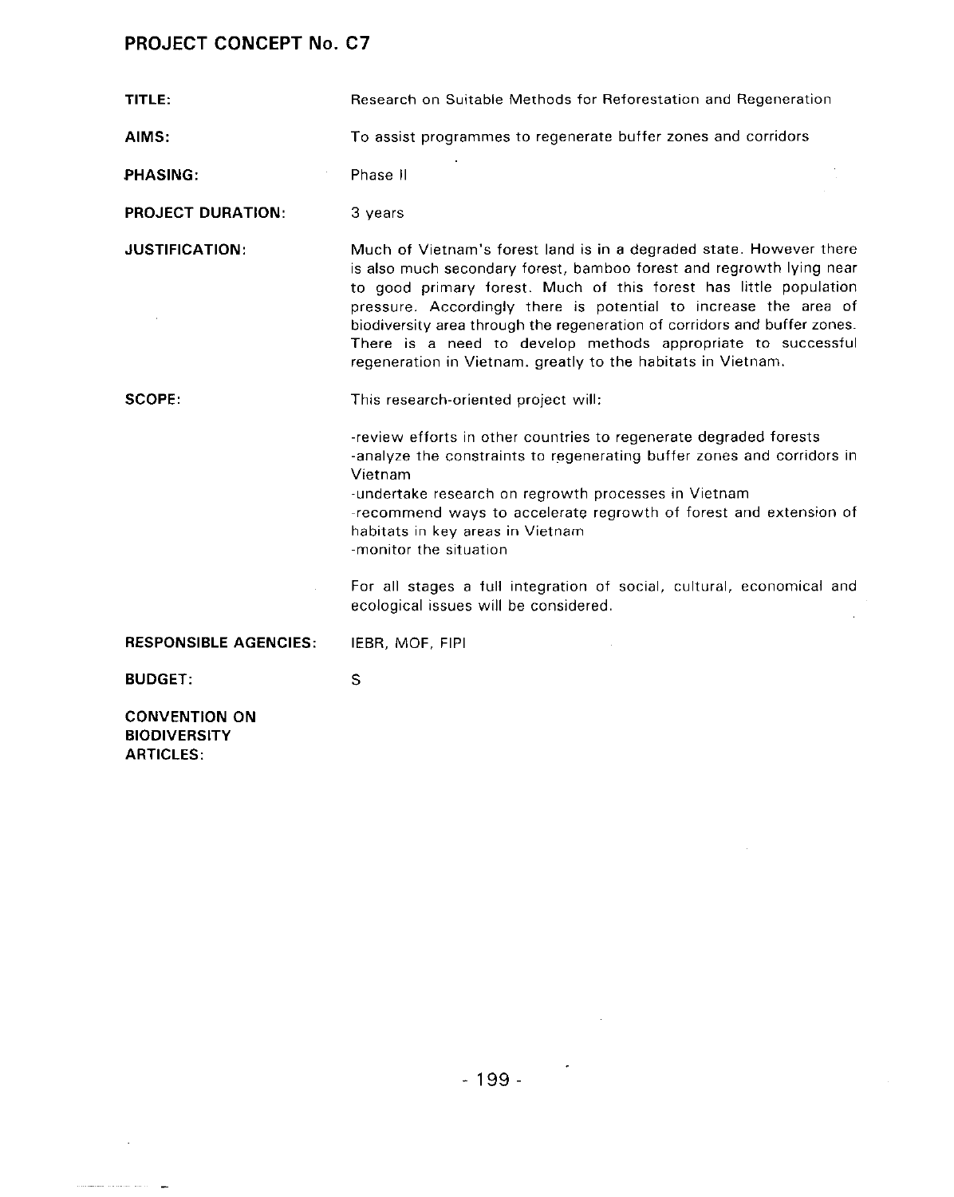## PROJECT CONCEPT No. C7

**TITLE:** Research on Suitable Methods for Reforestation and Regeneration

**AIMS:** To assist programmes to regenerate buffer zones and corridors

**PHASING:** Phase II

**PROJECT DURATION:** 3 years

**JUSTIFICATION:** Much of Vietnam's forest land is in a degraded state. However there is also much secondary forest, bamboo forest and regrowth lying near to good primary forest. Much of this forest has little population pressure. Accordingly there is potential to increase the area of biodiversity area through the regeneration of corridors and buffer zones. There is a need to develop methods appropriate to successful regeneration in Vietnam, greatly to the habitats in Vietnam.

**SCOPE:** This research-oriented project will:

- review efforts in other countries to regenerate degraded forests
- analyze the constraints to regenerating buffer zones and corridors in Vietnam
- undertake research on regrowth processes in Vietnam
- recommend ways to accelerate regrowth of forest and extension of habitats in key areas in Vietnam
- monitor the situation

For all stages a full integration of social, cultural, economical and ecological issues will be considered.

**RESPONSIBLE AGENCIES:** IEBR, MOF, FIPI

**BUDGET:** S

**CONVENTION ON BIODIVERSITY ARTICLES:**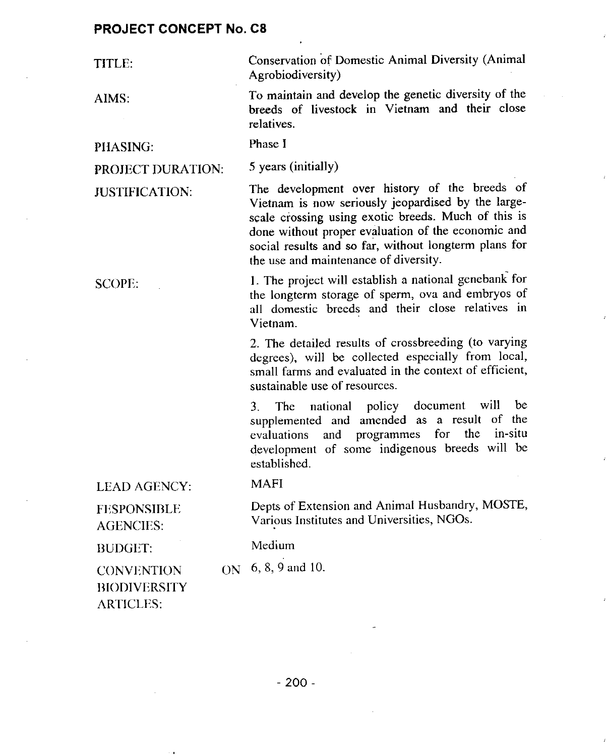## PROJECT CONCEPT No. C8

**TITLE:** Conservation of Domestic Animal Diversity (Animal Agrobiodiversity)

**AIMS:** To maintain and develop the genetic diversity of the breeds of livestock in Vietnam and their close relatives.

**PHASING:** Phase I

**PROJECT DURATION:** 5 years (initially)

**JUSTIFICATION:** The development over history of the breeds of Vietnam is now seriously jeopardised by the large-scale crossing using exotic breeds. Much of this is done without proper evaluation of the economic and social results and so far, without longterm plans for the use and maintenance of diversity.

**SCOPE:**

1. The project will establish a national genebank for the longterm storage of sperm, ova and embryos of all domestic breeds and their close relatives in Vietnam.

2. The detailed results of crossbreeding (to varying degrees), will be collected especially from local, small farms and evaluated in the context of efficient, sustainable use of resources.

3. The national policy document will be supplemented and amended as a result of the evaluations and programmes for the in-situ development of some indigenous breeds will be established.

**LEAD AGENCY:** MAFI

**FESPONSIBLE AGENCIES:** Depts of Extension and Animal Husbandry, MOSTE, Various Institutes and Universities, NGOs.

**BUDGET:** Medium

**CONVENTION ON BIODIVERSITY ARTICLES:** 6, 8, 9 and 10.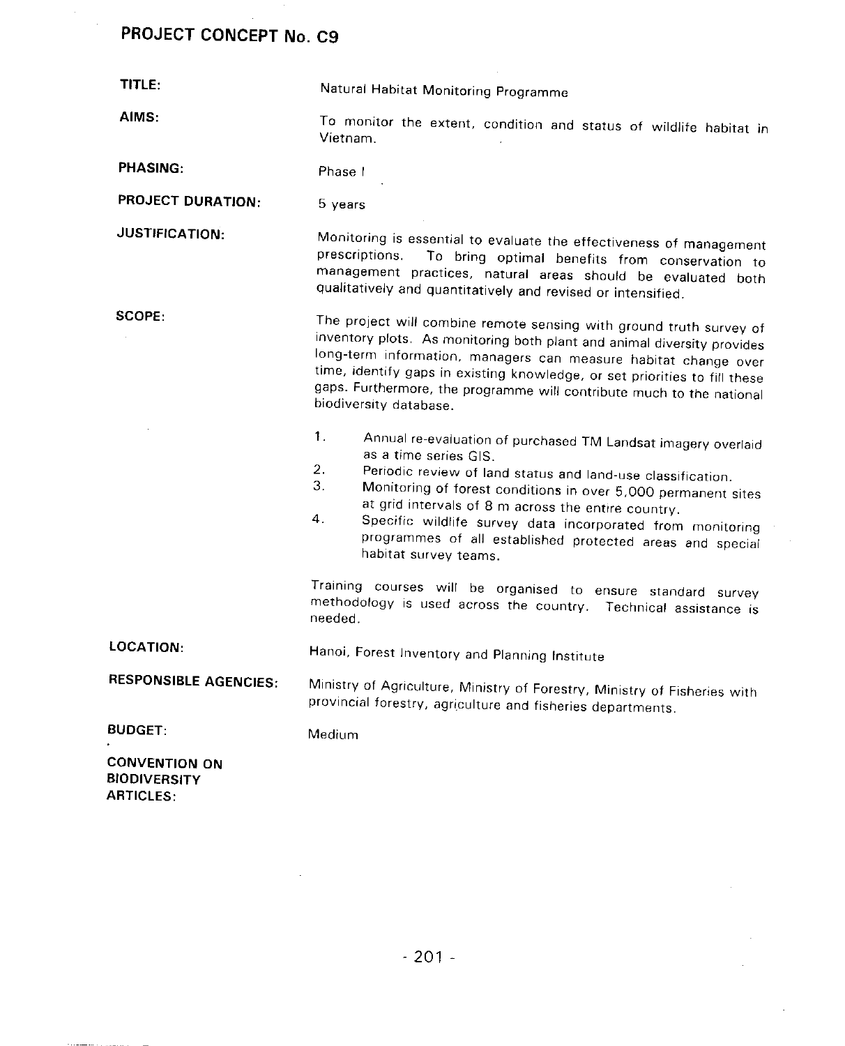## PROJECT CONCEPT No. C9

**TITLE:** Natural Habitat Monitoring Programme

**AIMS:** To monitor the extent, condition and status of wildlife habitat in Vietnam.

**PHASING:** Phase I

**PROJECT DURATION:** 5 years

**JUSTIFICATION:** Monitoring is essential to evaluate the effectiveness of management prescriptions. To bring optimal benefits from conservation to management practices, natural areas should be evaluated both qualitatively and quantitatively and revised or intensified.

**SCOPE:** The project will combine remote sensing with ground truth survey of inventory plots. As monitoring both plant and animal diversity provides long-term information, managers can measure habitat change over time, identify gaps in existing knowledge, or set priorities to fill these gaps. Furthermore, the programme will contribute much to the national biodiversity database.

1. Annual re-evaluation of purchased TM Landsat imagery overlaid as a time series GIS.
2. Periodic review of land status and land-use classification.
3. Monitoring of forest conditions in over 5,000 permanent sites at grid intervals of 8 m across the entire country.
4. Specific wildlife survey data incorporated from monitoring programmes of all established protected areas and special habitat survey teams.

Training courses will be organised to ensure standard survey methodology is used across the country. Technical assistance is needed.

**LOCATION:** Hanoi, Forest Inventory and Planning Institute

**RESPONSIBLE AGENCIES:** Ministry of Agriculture, Ministry of Forestry, Ministry of Fisheries with provincial forestry, agriculture and fisheries departments.

**BUDGET:** Medium

**CONVENTION ON BIODIVERSITY ARTICLES:**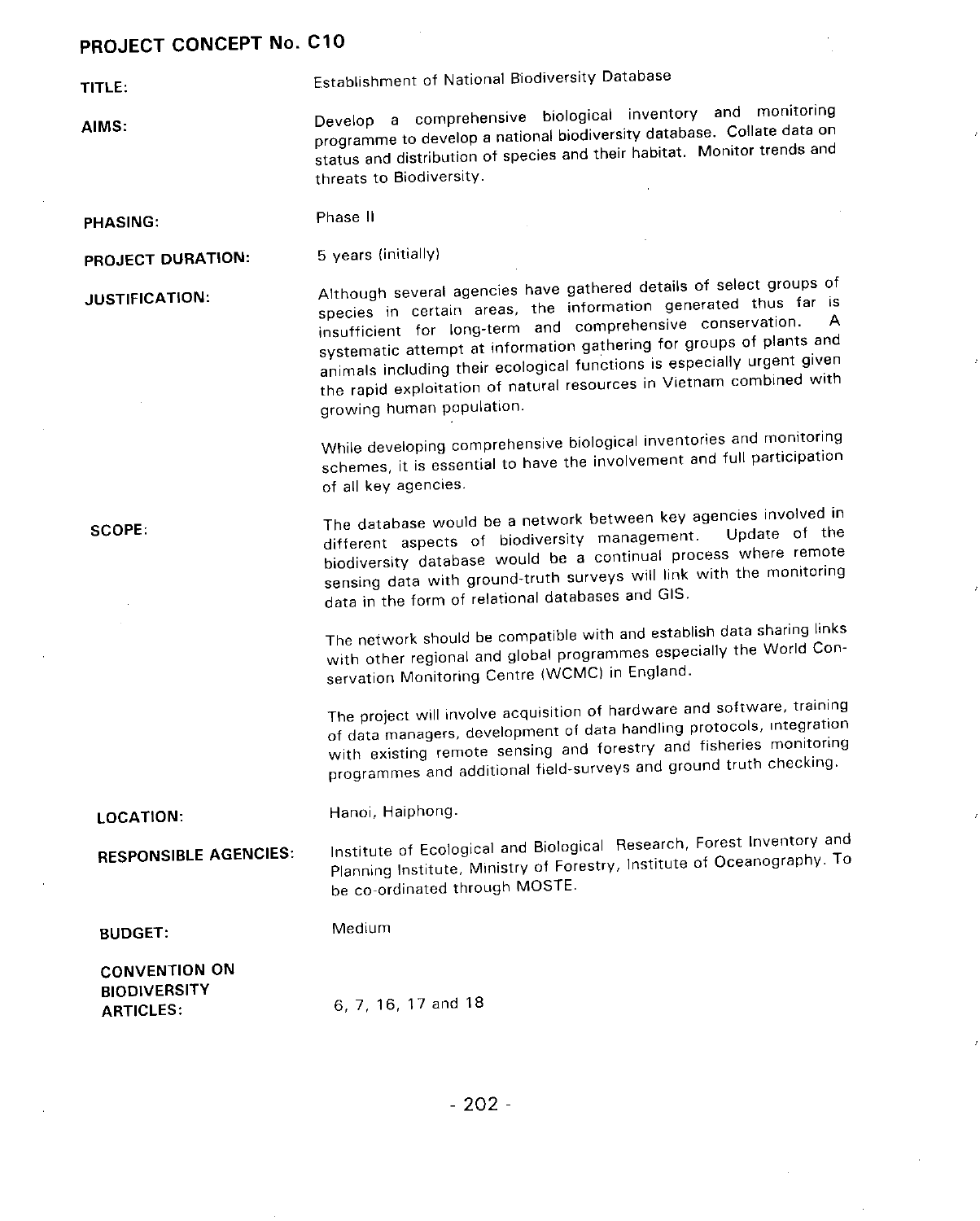## PROJECT CONCEPT No. C10

**TITLE:** Establishment of National Biodiversity Database

**AIMS:** Develop a comprehensive biological inventory and monitoring programme to develop a national biodiversity database. Collate data on status and distribution of species and their habitat. Monitor trends and threats to Biodiversity.

**PHASING:** Phase II

**PROJECT DURATION:** 5 years (initially)

**JUSTIFICATION:** Although several agencies have gathered details of select groups of species in certain areas, the information generated thus far is insufficient for long-term and comprehensive conservation. A systematic attempt at information gathering for groups of plants and animals including their ecological functions is especially urgent given the rapid exploitation of natural resources in Vietnam combined with growing human population.

While developing comprehensive biological inventories and monitoring schemes, it is essential to have the involvement and full participation of all key agencies.

**SCOPE:** The database would be a network between key agencies involved in different aspects of biodiversity management. Update of the biodiversity database would be a continual process where remote sensing data with ground-truth surveys will link with the monitoring data in the form of relational databases and GIS.

The network should be compatible with and establish data sharing links with other regional and global programmes especially the World Conservation Monitoring Centre (WCMC) in England.

The project will involve acquisition of hardware and software, training of data managers, development of data handling protocols, integration with existing remote sensing and forestry and fisheries monitoring programmes and additional field-surveys and ground truth checking.

**LOCATION:** Hanoi, Haiphong.

**RESPONSIBLE AGENCIES:** Institute of Ecological and Biological Research, Forest Inventory and Planning Institute, Ministry of Forestry, Institute of Oceanography. To be co-ordinated through MOSTE.

**BUDGET:** Medium

**CONVENTION ON BIODIVERSITY ARTICLES:** 6, 7, 16, 17 and 18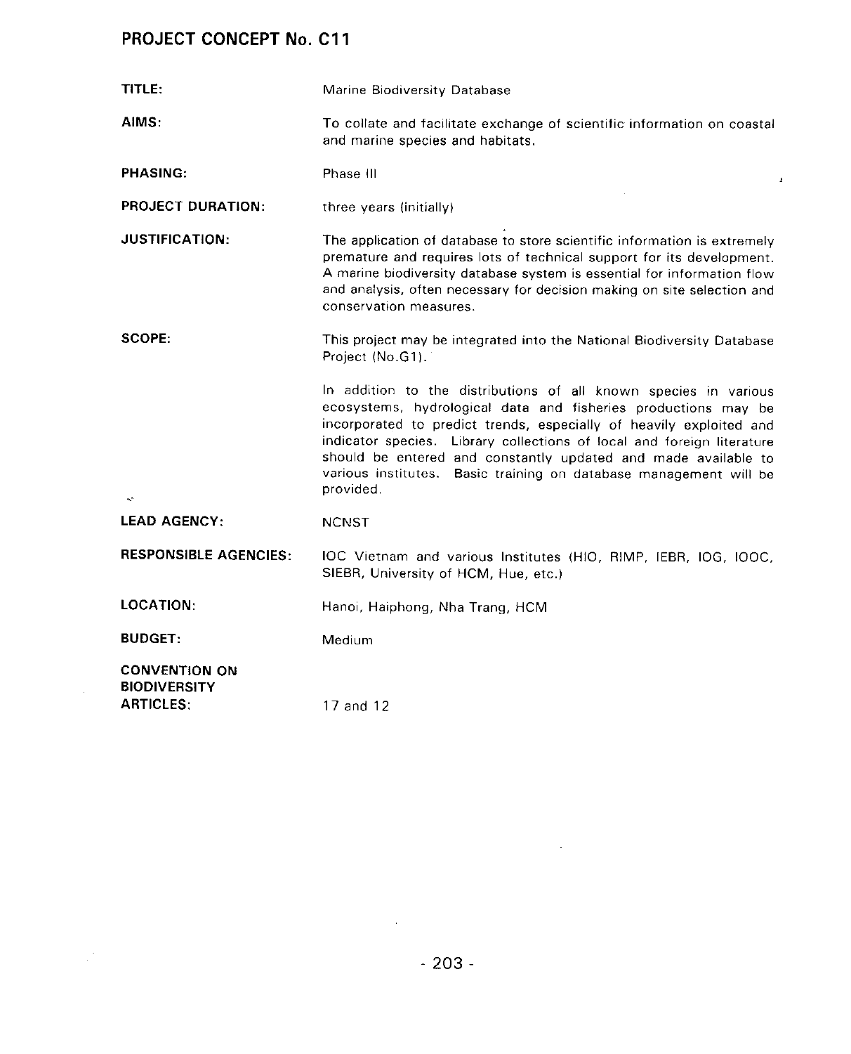## PROJECT CONCEPT No. C11

**TITLE:** Marine Biodiversity Database

**AIMS:** To collate and facilitate exchange of scientific information on coastal and marine species and habitats.

**PHASING:** Phase III

**PROJECT DURATION:** three years (initially)

**JUSTIFICATION:** The application of database to store scientific information is extremely premature and requires lots of technical support for its development. A marine biodiversity database system is essential for information flow and analysis, often necessary for decision making on site selection and conservation measures.

**SCOPE:** This project may be integrated into the National Biodiversity Database Project (No.G1).

In addition to the distributions of all known species in various ecosystems, hydrological data and fisheries productions may be incorporated to predict trends, especially of heavily exploited and indicator species. Library collections of local and foreign literature should be entered and constantly updated and made available to various institutes. Basic training on database management will be provided.

**LEAD AGENCY:** NCNST

**RESPONSIBLE AGENCIES:** IOC Vietnam and various Institutes (HIO, RIMP, IEBR, IOG, IOOC, SIEBR, University of HCM, Hue, etc.)

**LOCATION:** Hanoi, Haiphong, Nha Trang, HCM

**BUDGET:** Medium

**CONVENTION ON BIODIVERSITY ARTICLES:** 17 and 12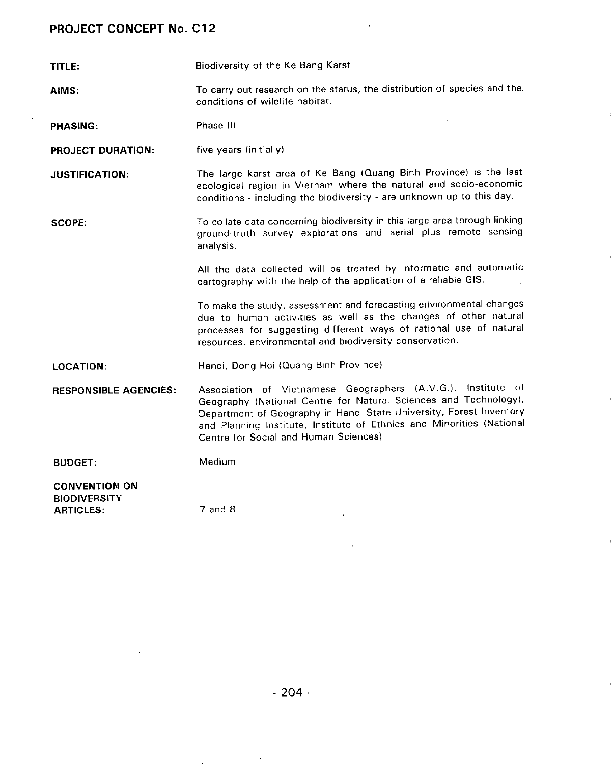## PROJECT CONCEPT No. C12

**TITLE:** Biodiversity of the Ke Bang Karst

**AIMS:** To carry out research on the status, the distribution of species and the conditions of wildlife habitat.

**PHASING:** Phase III

**PROJECT DURATION:** five years (initially)

**JUSTIFICATION:** The large karst area of Ke Bang (Quang Binh Province) is the last ecological region in Vietnam where the natural and socio-economic conditions - including the biodiversity - are unknown up to this day.

**SCOPE:** To collate data concerning biodiversity in this large area through linking ground-truth survey explorations and aerial plus remote sensing analysis.

All the data collected will be treated by informatic and automatic cartography with the help of the application of a reliable GIS.

To make the study, assessment and forecasting environmental changes due to human activities as well as the changes of other natural processes for suggesting different ways of rational use of natural resources, environmental and biodiversity conservation.

**LOCATION:** Hanoi, Dong Hoi (Quang Binh Province)

**RESPONSIBLE AGENCIES:** Association of Vietnamese Geographers (A.V.G.), Institute of Geography (National Centre for Natural Sciences and Technology), Department of Geography in Hanoi State University, Forest Inventory and Planning Institute, Institute of Ethnics and Minorities (National Centre for Social and Human Sciences).

**BUDGET:** Medium

**CONVENTION ON BIODIVERSITY ARTICLES:** 7 and 8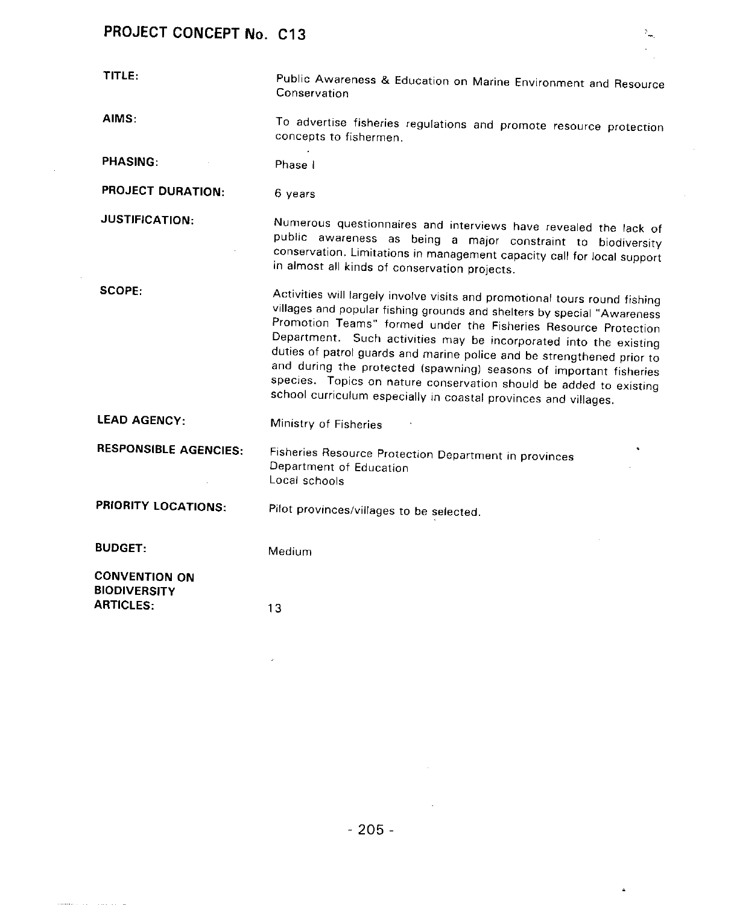## PROJECT CONCEPT No. C13

**TITLE:** Public Awareness & Education on Marine Environment and Resource Conservation

**AIMS:** To advertise fisheries regulations and promote resource protection concepts to fishermen.

**PHASING:** Phase I

**PROJECT DURATION:** 6 years

**JUSTIFICATION:** Numerous questionnaires and interviews have revealed the lack of public awareness as being a major constraint to biodiversity conservation. Limitations in management capacity call for local support in almost all kinds of conservation projects.

**SCOPE:** Activities will largely involve visits and promotional tours round fishing villages and popular fishing grounds and shelters by special "Awareness Promotion Teams" formed under the Fisheries Resource Protection Department. Such activities may be incorporated into the existing duties of patrol guards and marine police and be strengthened prior to and during the protected (spawning) seasons of important fisheries species. Topics on nature conservation should be added to existing school curriculum especially in coastal provinces and villages.

**LEAD AGENCY:** Ministry of Fisheries

**RESPONSIBLE AGENCIES:**
Fisheries Resource Protection Department in provinces
Department of Education
Local schools

**PRIORITY LOCATIONS:** Pilot provinces/villages to be selected.

**BUDGET:** Medium

**CONVENTION ON BIODIVERSITY ARTICLES:** 13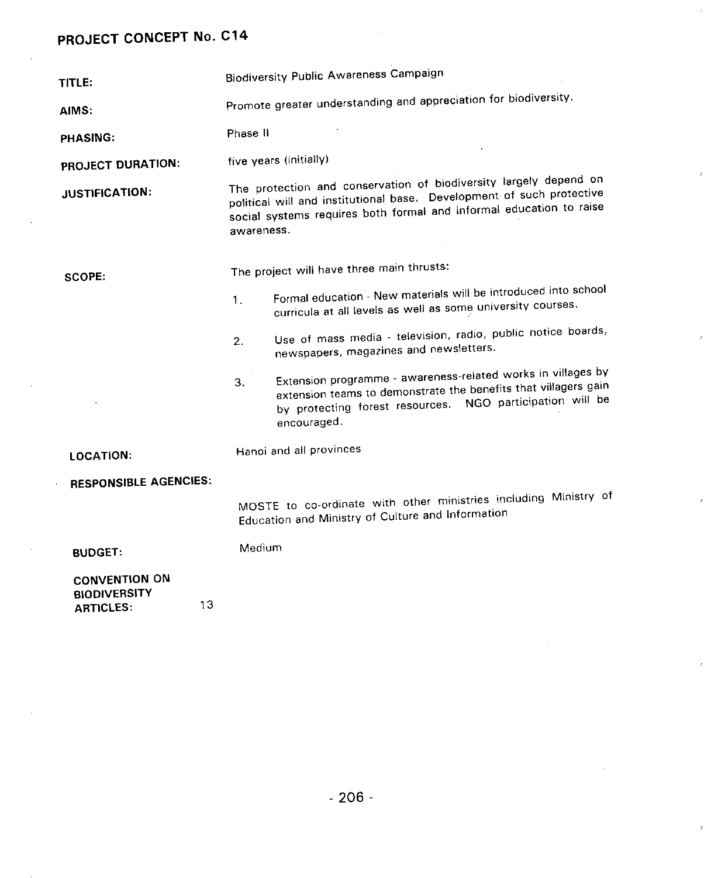## PROJECT CONCEPT No. C14

**TITLE:** Biodiversity Public Awareness Campaign

**AIMS:** Promote greater understanding and appreciation for biodiversity.

**PHASING:** Phase II

**PROJECT DURATION:** five years (initially)

**JUSTIFICATION:** The protection and conservation of biodiversity largely depend on political will and institutional base. Development of such protective social systems requires both formal and informal education to raise awareness.

**SCOPE:** The project will have three main thrusts:

1. Formal education - New materials will be introduced into school curricula at all levels as well as some university courses.
2. Use of mass media - television, radio, public notice boards, newspapers, magazines and newsletters.
3. Extension programme - awareness-related works in villages by extension teams to demonstrate the benefits that villagers gain by protecting forest resources. NGO participation will be encouraged.

**LOCATION:** Hanoi and all provinces

**RESPONSIBLE AGENCIES:** MOSTE to co-ordinate with other ministries including Ministry of Education and Ministry of Culture and Information

**BUDGET:** Medium

**CONVENTION ON BIODIVERSITY ARTICLES:** 13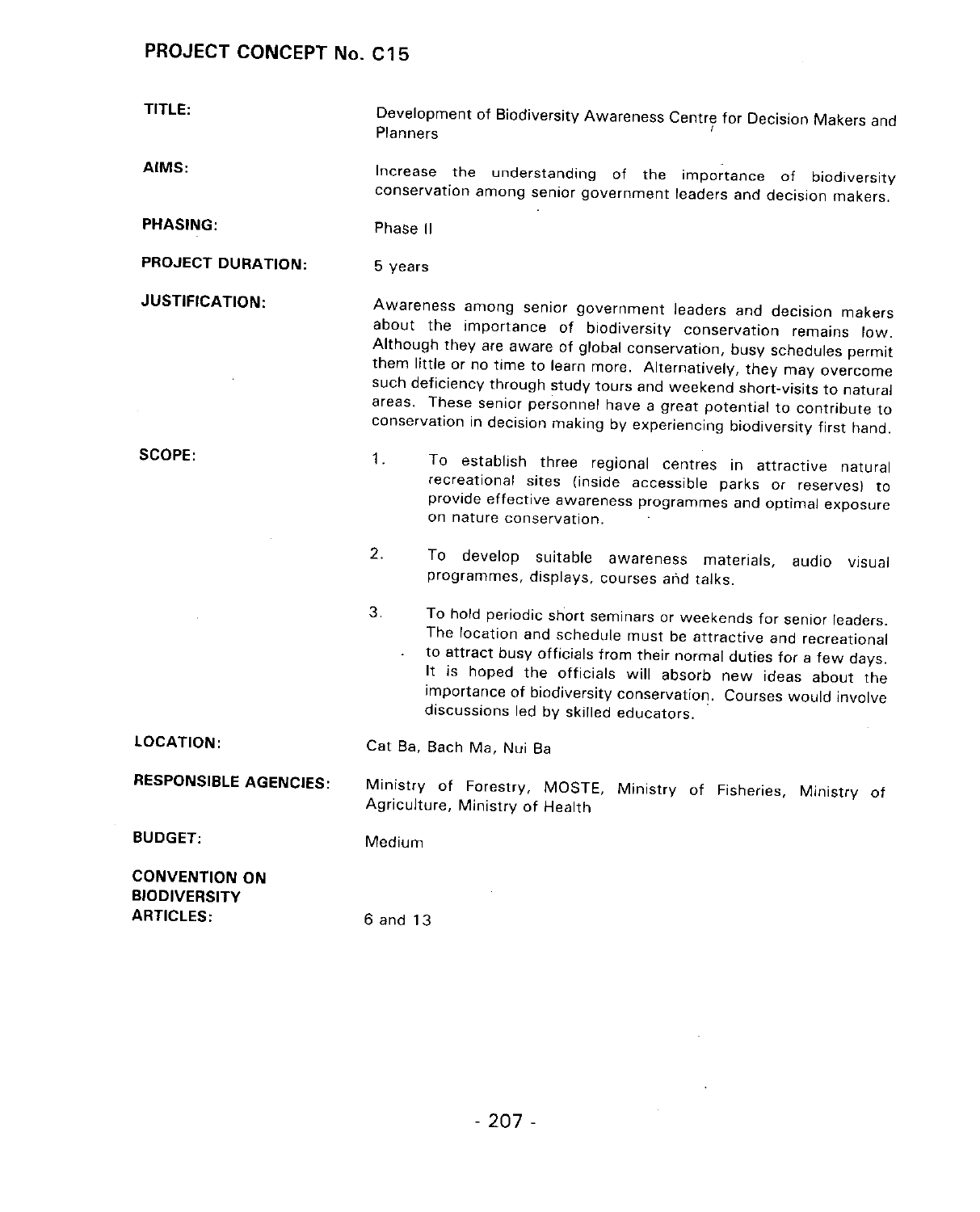## PROJECT CONCEPT No. C15

**TITLE:** Development of Biodiversity Awareness Centre for Decision Makers and Planners

**AIMS:** Increase the understanding of the importance of biodiversity conservation among senior government leaders and decision makers.

**PHASING:** Phase II

**PROJECT DURATION:** 5 years

**JUSTIFICATION:** Awareness among senior government leaders and decision makers about the importance of biodiversity conservation remains low. Although they are aware of global conservation, busy schedules permit them little or no time to learn more. Alternatively, they may overcome such deficiency through study tours and weekend short-visits to natural areas. These senior personnel have a great potential to contribute to conservation in decision making by experiencing biodiversity first hand.

**SCOPE:**

1. To establish three regional centres in attractive natural recreational sites (inside accessible parks or reserves) to provide effective awareness programmes and optimal exposure on nature conservation.

2. To develop suitable awareness materials, audio visual programmes, displays, courses and talks.

3. To hold periodic short seminars or weekends for senior leaders. The location and schedule must be attractive and recreational to attract busy officials from their normal duties for a few days. It is hoped the officials will absorb new ideas about the importance of biodiversity conservation. Courses would involve discussions led by skilled educators.

**LOCATION:** Cat Ba, Bach Ma, Nui Ba

**RESPONSIBLE AGENCIES:** Ministry of Forestry, MOSTE, Ministry of Fisheries, Ministry of Agriculture, Ministry of Health

**BUDGET:** Medium

**CONVENTION ON BIODIVERSITY ARTICLES:** 6 and 13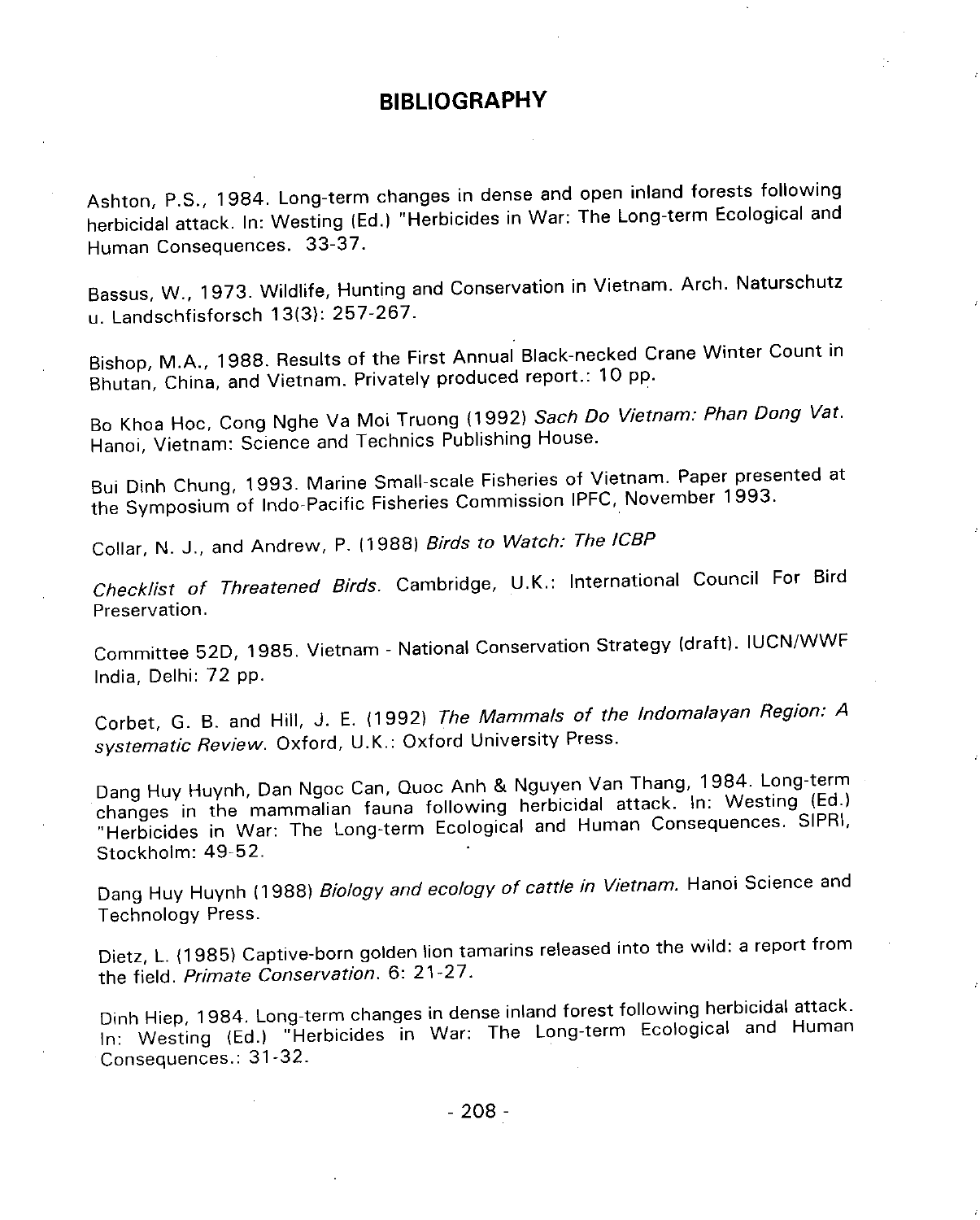## BIBLIOGRAPHY

Ashton, P.S., 1984. Long-term changes in dense and open inland forests following herbicidal attack. In: Westing (Ed.) "Herbicides in War: The Long-term Ecological and Human Consequences. 33-37.

Bassus, W., 1973. Wildlife, Hunting and Conservation in Vietnam. Arch. Naturschutz u. Landschfisforsch 13(3): 257-267.

Bishop, M.A., 1988. Results of the First Annual Black-necked Crane Winter Count in Bhutan, China, and Vietnam. Privately produced report.: 10 pp.

Bo Khoa Hoc, Cong Nghe Va Moi Truong (1992) *Sach Do Vietnam: Phan Dong Vat.* Hanoi, Vietnam: Science and Technics Publishing House.

Bui Dinh Chung, 1993. Marine Small-scale Fisheries of Vietnam. Paper presented at the Symposium of Indo-Pacific Fisheries Commission IPFC, November 1993.

Collar, N. J., and Andrew, P. (1988) *Birds to Watch: The ICBP*

*Checklist of Threatened Birds.* Cambridge, U.K.: International Council For Bird Preservation.

Committee 52D, 1985. Vietnam - National Conservation Strategy (draft). IUCN/WWF India, Delhi: 72 pp.

Corbet, G. B. and Hill, J. E. (1992) *The Mammals of the Indomalayan Region: A systematic Review.* Oxford, U.K.: Oxford University Press.

Dang Huy Huynh, Dan Ngoc Can, Quoc Anh & Nguyen Van Thang, 1984. Long-term changes in the mammalian fauna following herbicidal attack. In: Westing (Ed.) "Herbicides in War: The Long-term Ecological and Human Consequences. SIPRI, Stockholm: 49-52.

Dang Huy Huynh (1988) *Biology and ecology of cattle in Vietnam.* Hanoi Science and Technology Press.

Dietz, L. (1985) Captive-born golden lion tamarins released into the wild: a report from the field. *Primate Conservation.* 6: 21-27.

Dinh Hiep, 1984. Long-term changes in dense inland forest following herbicidal attack. In: Westing (Ed.) "Herbicides in War: The Long-term Ecological and Human Consequences.: 31-32.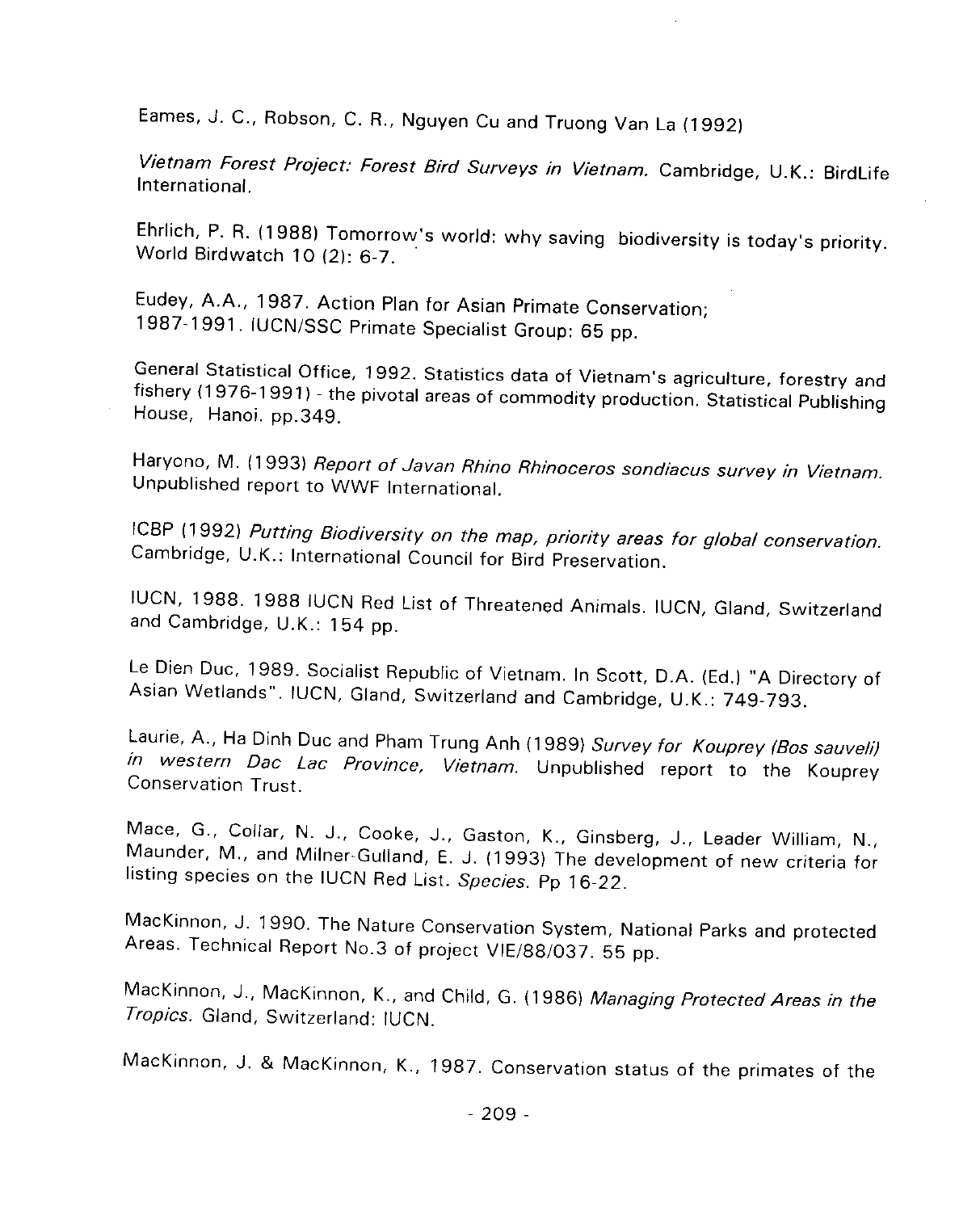Eames, J. C., Robson, C. R., Nguyen Cu and Truong Van La (1992)

*Vietnam Forest Project: Forest Bird Surveys in Vietnam.* Cambridge, U.K.: BirdLife International.

Ehrlich, P. R. (1988) Tomorrow's world: why saving biodiversity is today's priority. World Birdwatch 10 (2): 6-7.

Eudey, A.A., 1987. Action Plan for Asian Primate Conservation; 1987-1991. IUCN/SSC Primate Specialist Group: 65 pp.

General Statistical Office, 1992. Statistics data of Vietnam's agriculture, forestry and fishery (1976-1991) - the pivotal areas of commodity production. Statistical Publishing House, Hanoi. pp.349.

Haryono, M. (1993) *Report of Javan Rhino Rhinoceros sondiacus survey in Vietnam.* Unpublished report to WWF International.

ICBP (1992) *Putting Biodiversity on the map, priority areas for global conservation.* Cambridge, U.K.: International Council for Bird Preservation.

IUCN, 1988. 1988 IUCN Red List of Threatened Animals. IUCN, Gland, Switzerland and Cambridge, U.K.: 154 pp.

Le Dien Duc, 1989. Socialist Republic of Vietnam. In Scott, D.A. (Ed.) "A Directory of Asian Wetlands". IUCN, Gland, Switzerland and Cambridge, U.K.: 749-793.

Laurie, A., Ha Dinh Duc and Pham Trung Anh (1989) *Survey for Kouprey (Bos sauveli) in western Dac Lac Province, Vietnam.* Unpublished report to the Kouprey Conservation Trust.

Mace, G., Collar, N. J., Cooke, J., Gaston, K., Ginsberg, J., Leader William, N., Maunder, M., and Milner-Gulland, E. J. (1993) The development of new criteria for listing species on the IUCN Red List. *Species.* Pp 16-22.

MacKinnon, J. 1990. The Nature Conservation System, National Parks and protected Areas. Technical Report No.3 of project VIE/88/037. 55 pp.

MacKinnon, J., MacKinnon, K., and Child, G. (1986) *Managing Protected Areas in the Tropics.* Gland, Switzerland: IUCN.

MacKinnon, J. & MacKinnon, K., 1987. Conservation status of the primates of the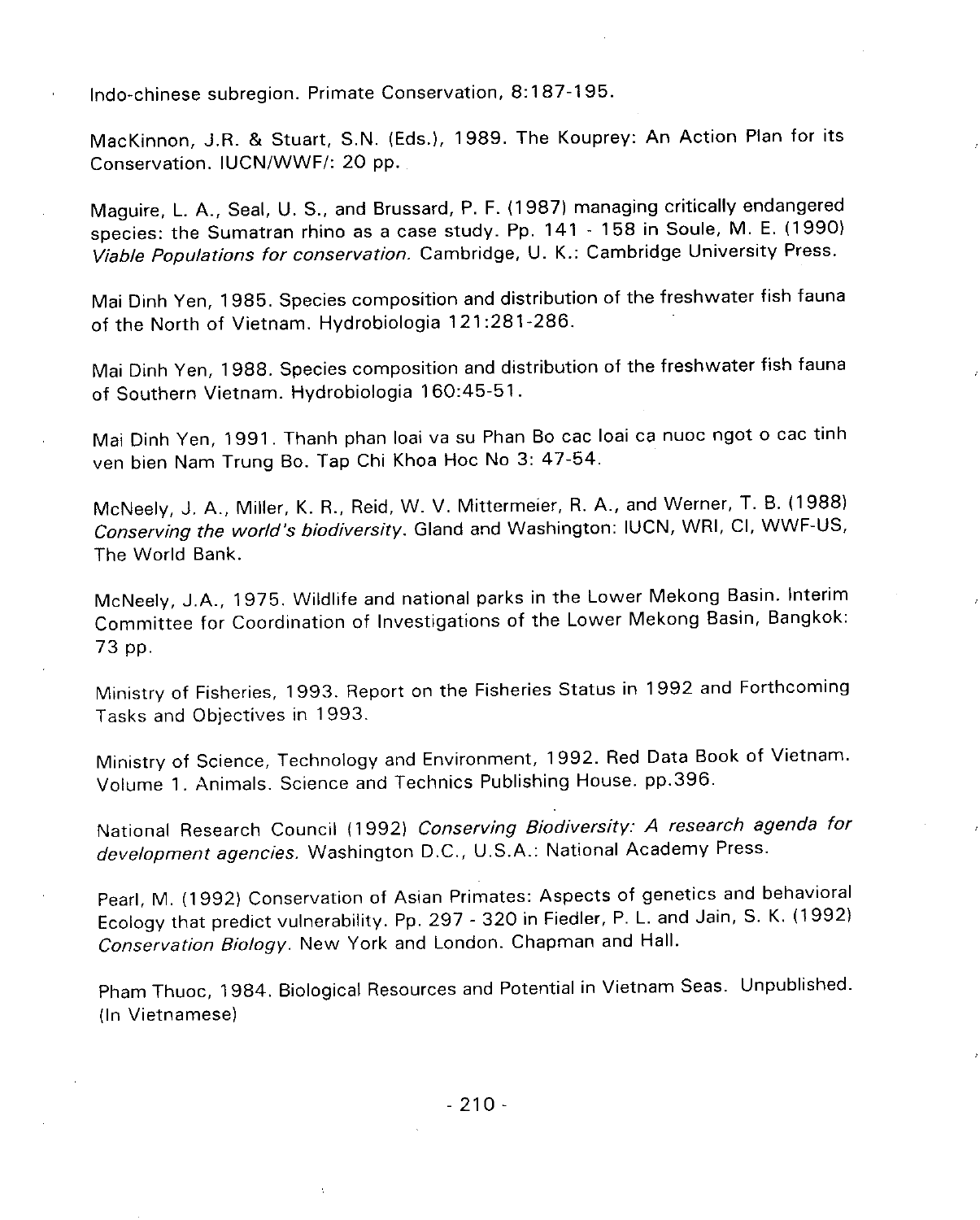Indo-chinese subregion. Primate Conservation, 8:187-195.

MacKinnon, J.R. & Stuart, S.N. (Eds.), 1989. The Kouprey: An Action Plan for its Conservation. IUCN/WWF/: 20 pp.

Maguire, L. A., Seal, U. S., and Brussard, P. F. (1987) managing critically endangered species: the Sumatran rhino as a case study. Pp. 141 - 158 in Soule, M. E. (1990) *Viable Populations for conservation.* Cambridge, U. K.: Cambridge University Press.

Mai Dinh Yen, 1985. Species composition and distribution of the freshwater fish fauna of the North of Vietnam. Hydrobiologia 121:281-286.

Mai Dinh Yen, 1988. Species composition and distribution of the freshwater fish fauna of Southern Vietnam. Hydrobiologia 160:45-51.

Mai Dinh Yen, 1991. Thanh phan loai va su Phan Bo cac loai ca nuoc ngot o cac tinh ven bien Nam Trung Bo. Tap Chi Khoa Hoc No 3: 47-54.

McNeely, J. A., Miller, K. R., Reid, W. V. Mittermeier, R. A., and Werner, T. B. (1988) *Conserving the world's biodiversity*. Gland and Washington: IUCN, WRI, CI, WWF-US, The World Bank.

McNeely, J.A., 1975. Wildlife and national parks in the Lower Mekong Basin. Interim Committee for Coordination of Investigations of the Lower Mekong Basin, Bangkok: 73 pp.

Ministry of Fisheries, 1993. Report on the Fisheries Status in 1992 and Forthcoming Tasks and Objectives in 1993.

Ministry of Science, Technology and Environment, 1992. Red Data Book of Vietnam. Volume 1. Animals. Science and Technics Publishing House. pp.396.

National Research Council (1992) *Conserving Biodiversity: A research agenda for development agencies.* Washington D.C., U.S.A.: National Academy Press.

Pearl, M. (1992) Conservation of Asian Primates: Aspects of genetics and behavioral Ecology that predict vulnerability. Pp. 297 - 320 in Fiedler, P. L. and Jain, S. K. (1992) *Conservation Biology*. New York and London. Chapman and Hall.

Pham Thuoc, 1984. Biological Resources and Potential in Vietnam Seas. Unpublished. (In Vietnamese)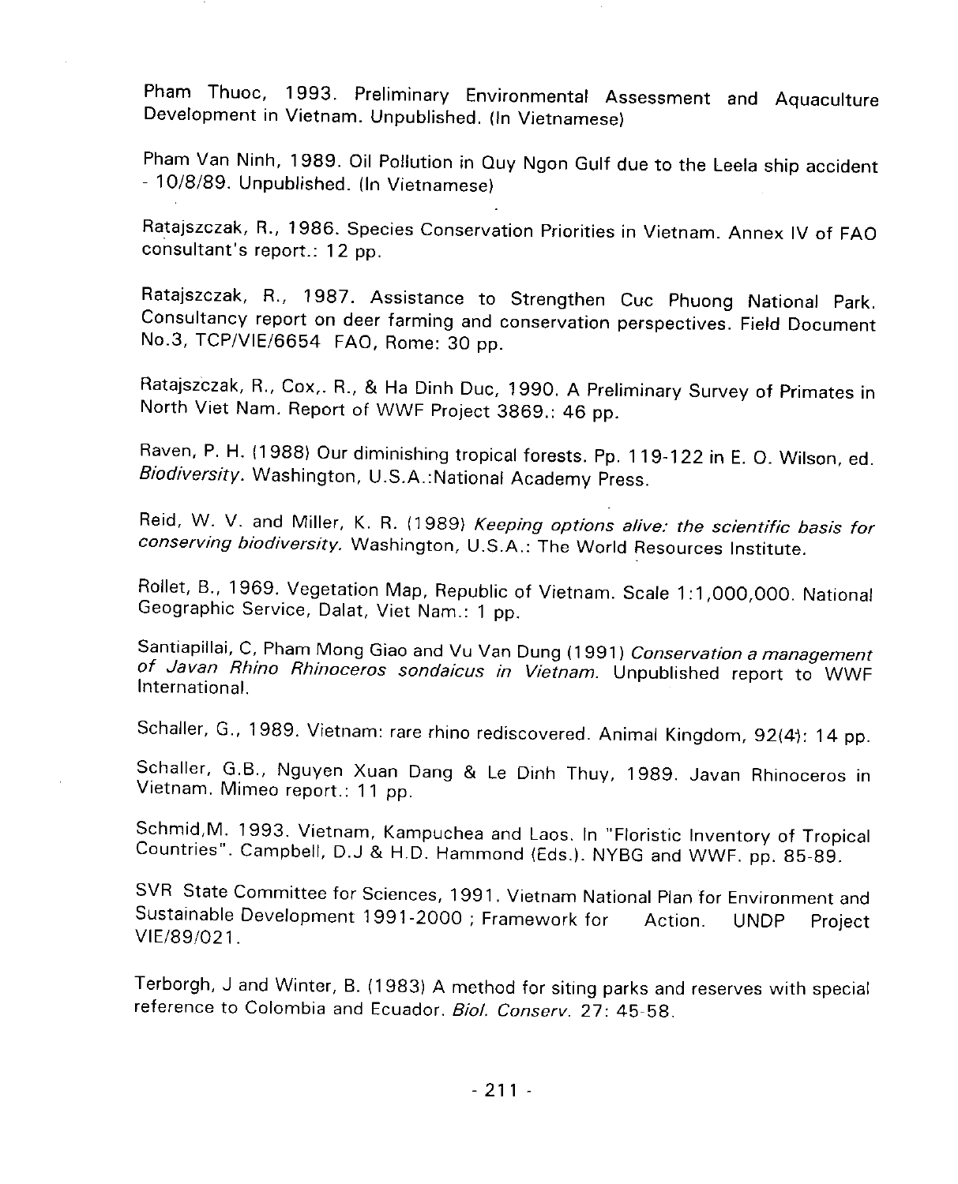Pham Thuoc, 1993. Preliminary Environmental Assessment and Aquaculture Development in Vietnam. Unpublished. (In Vietnamese)

Pham Van Ninh, 1989. Oil Pollution in Quy Ngon Gulf due to the Leela ship accident - 10/8/89. Unpublished. (In Vietnamese)

Ratajszczak, R., 1986. Species Conservation Priorities in Vietnam. Annex IV of FAO consultant's report.: 12 pp.

Ratajszczak, R., 1987. Assistance to Strengthen Cuc Phuong National Park. Consultancy report on deer farming and conservation perspectives. Field Document No.3, TCP/VIE/6654 FAO, Rome: 30 pp.

Ratajszczak, R., Cox,. R., & Ha Dinh Duc, 1990. A Preliminary Survey of Primates in North Viet Nam. Report of WWF Project 3869.: 46 pp.

Raven, P. H. (1988) Our diminishing tropical forests. Pp. 119-122 in E. O. Wilson, ed. *Biodiversity*. Washington, U.S.A.:National Academy Press.

Reid, W. V. and Miller, K. R. (1989) *Keeping options alive: the scientific basis for conserving biodiversity.* Washington, U.S.A.: The World Resources Institute.

Rollet, B., 1969. Vegetation Map, Republic of Vietnam. Scale 1:1,000,000. National Geographic Service, Dalat, Viet Nam.: 1 pp.

Santiapillai, C, Pham Mong Giao and Vu Van Dung (1991) *Conservation a management of Javan Rhino Rhinoceros sondaicus in Vietnam.* Unpublished report to WWF International.

Schaller, G., 1989. Vietnam: rare rhino rediscovered. Animal Kingdom, 92(4): 14 pp.

Schaller, G.B., Nguyen Xuan Dang & Le Dinh Thuy, 1989. Javan Rhinoceros in Vietnam. Mimeo report.: 11 pp.

Schmid,M. 1993. Vietnam, Kampuchea and Laos. In "Floristic Inventory of Tropical Countries". Campbell, D.J & H.D. Hammond (Eds.). NYBG and WWF. pp. 85-89.

SVR State Committee for Sciences, 1991. Vietnam National Plan for Environment and Sustainable Development 1991-2000 ; Framework for Action. UNDP Project VIE/89/021.

Terborgh, J and Winter, B. (1983) A method for siting parks and reserves with special reference to Colombia and Ecuador. *Biol. Conserv.* 27: 45-58.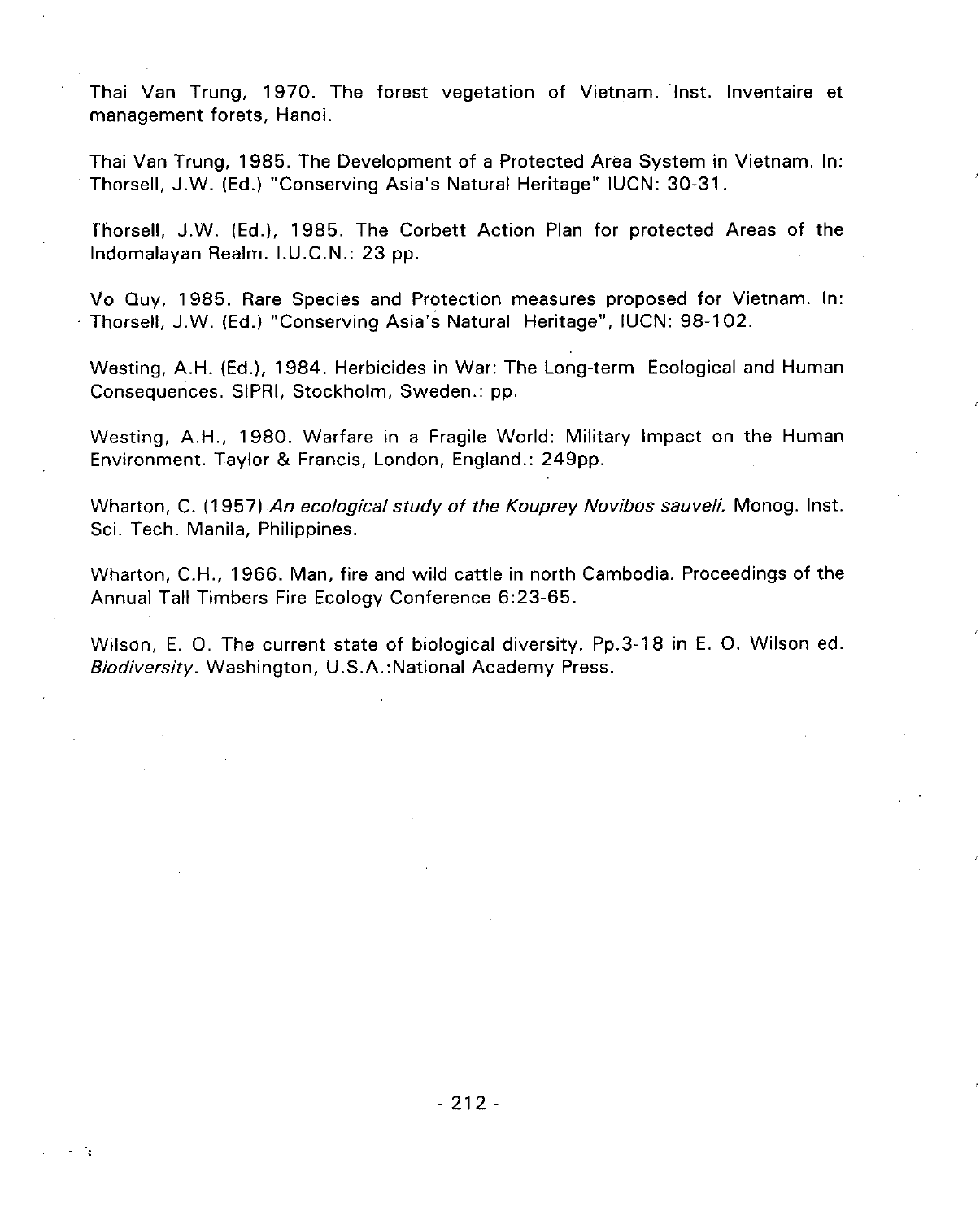Thai Van Trung, 1970. The forest vegetation of Vietnam. Inst. Inventaire et management forets, Hanoi.

Thai Van Trung, 1985. The Development of a Protected Area System in Vietnam. In: Thorsell, J.W. (Ed.) "Conserving Asia's Natural Heritage" IUCN: 30-31.

Thorsell, J.W. (Ed.), 1985. The Corbett Action Plan for protected Areas of the Indomalayan Realm. I.U.C.N.: 23 pp.

Vo Quy, 1985. Rare Species and Protection measures proposed for Vietnam. In: Thorsell, J.W. (Ed.) "Conserving Asia's Natural Heritage", IUCN: 98-102.

Westing, A.H. (Ed.), 1984. Herbicides in War: The Long-term Ecological and Human Consequences. SIPRI, Stockholm, Sweden.: pp.

Westing, A.H., 1980. Warfare in a Fragile World: Military Impact on the Human Environment. Taylor & Francis, London, England.: 249pp.

Wharton, C. (1957) *An ecological study of the Kouprey Novibos sauveli.* Monog. Inst. Sci. Tech. Manila, Philippines.

Wharton, C.H., 1966. Man, fire and wild cattle in north Cambodia. Proceedings of the Annual Tall Timbers Fire Ecology Conference 6:23-65.

Wilson, E. O. The current state of biological diversity. Pp.3-18 in E. O. Wilson ed. *Biodiversity*. Washington, U.S.A.:National Academy Press.